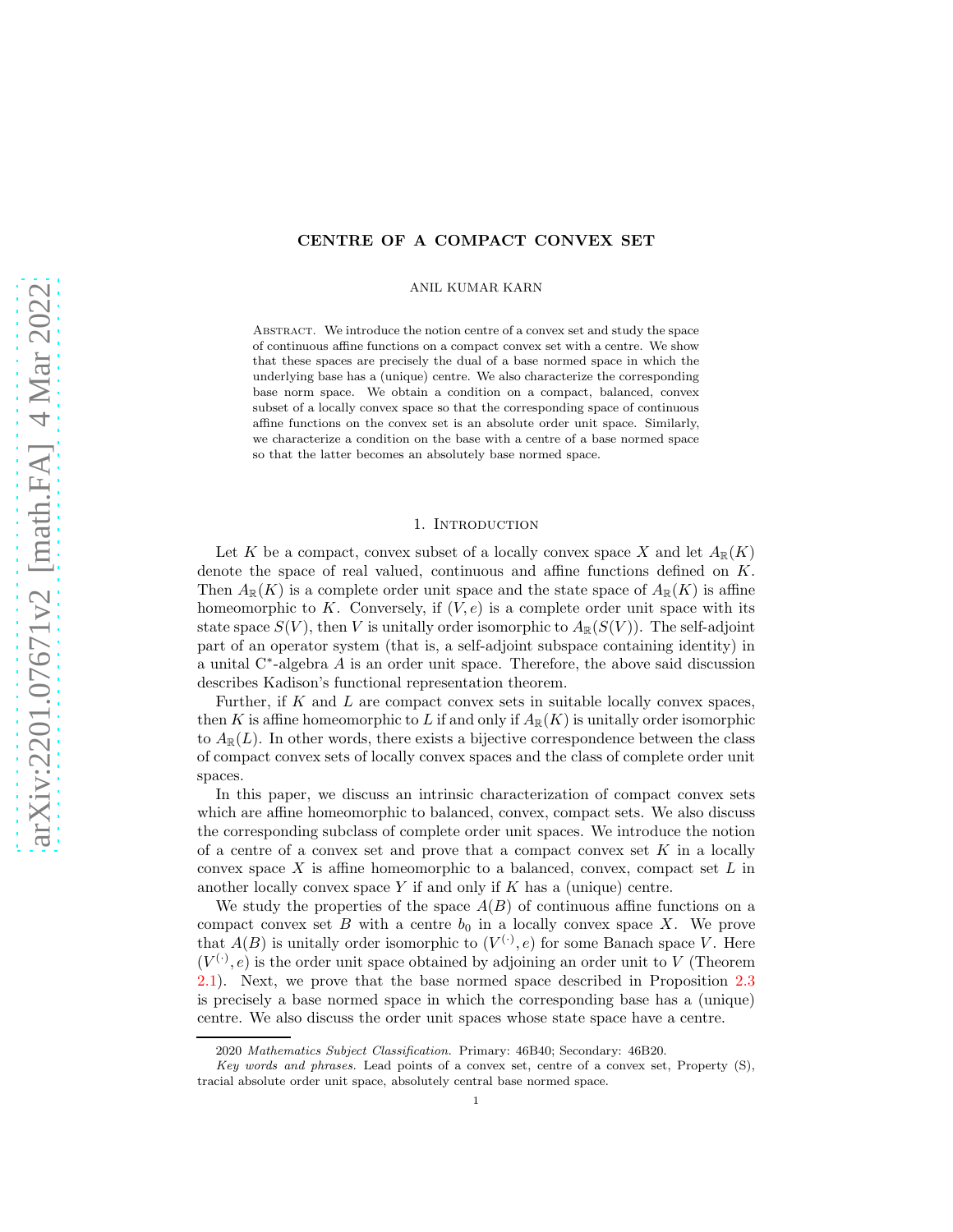# CENTRE OF A COMPACT CONVEX SET

ANIL KUMAR KARN

Abstract. We introduce the notion centre of a convex set and study the space of continuous affine functions on a compact convex set with a centre. We show that these spaces are precisely the dual of a base normed space in which the underlying base has a (unique) centre. We also characterize the corresponding base norm space. We obtain a condition on a compact, balanced, convex subset of a locally convex space so that the corresponding space of continuous affine functions on the convex set is an absolute order unit space. Similarly, we characterize a condition on the base with a centre of a base normed space so that the latter becomes an absolutely base normed space.

## 1. Introduction

Let $K$ be a compact, convex subset of a locally convex space $X$ and let $A_{\mathbb{R}}(K)$ denote the space of real valued, continuous and affine functions defined on $K$. Then $A_{\mathbb{R}}(K)$ is a complete order unit space and the state space of $A_{\mathbb{R}}(K)$ is affine homeomorphic to $K$. Conversely, if $(V, e)$ is a complete order unit space with its state space $S(V)$, then $V$ is unitally order isomorphic to $A_{\mathbb{R}}(S(V))$. The self-adjoint part of an operator system (that is, a self-adjoint subspace containing identity) in a unital C$^*$-algebra $A$ is an order unit space. Therefore, the above said discussion describes Kadison's functional representation theorem.

Further, if $K$ and $L$ are compact convex sets in suitable locally convex spaces, then $K$ is affine homeomorphic to $L$ if and only if $A_{\mathbb{R}}(K)$ is unitally order isomorphic to $A_{\mathbb{R}}(L)$. In other words, there exists a bijective correspondence between the class of compact convex sets of locally convex spaces and the class of complete order unit spaces.

In this paper, we discuss an intrinsic characterization of compact convex sets which are affine homeomorphic to balanced, convex, compact sets. We also discuss the corresponding subclass of complete order unit spaces. We introduce the notion of a centre of a convex set and prove that a compact convex set $K$ in a locally convex space $X$ is affine homeomorphic to a balanced, convex, compact set $L$ in another locally convex space $Y$ if and only if $K$ has a (unique) centre.

We study the properties of the space $A(B)$ of continuous affine functions on a compact convex set $B$ with a centre $b_0$ in a locally convex space $X$. We prove that $A(B)$ is unitally order isomorphic to $(V^{(\cdot)}, e)$ for some Banach space $V$. Here $(V^{(\cdot)}, e)$ is the order unit space obtained by adjoining an order unit to $V$ (Theorem 2.1). Next, we prove that the base normed space described in Proposition 2.3 is precisely a base normed space in which the corresponding base has a (unique) centre. We also discuss the order unit spaces whose state space have a centre.

2020 *Mathematics Subject Classification.* Primary: 46B40; Secondary: 46B20.

*Key words and phrases.* Lead points of a convex set, centre of a convex set, Property (S), tracial absolute order unit space, absolutely central base normed space.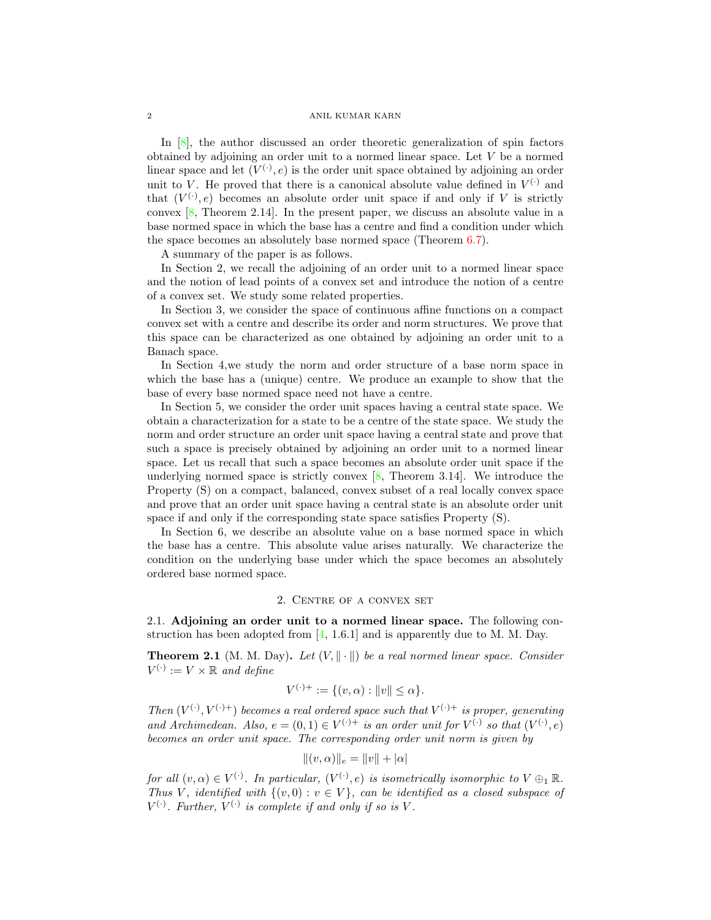In [8], the author discussed an order theoretic generalization of spin factors obtained by adjoining an order unit to a normed linear space. Let $V$ be a normed linear space and let $(V^{(\cdot)}, e)$ is the order unit space obtained by adjoining an order unit to $V$. He proved that there is a canonical absolute value defined in $V^{(\cdot)}$ and that $(V^{(\cdot)}, e)$ becomes an absolute order unit space if and only if $V$ is strictly convex [8, Theorem 2.14]. In the present paper, we discuss an absolute value in a base normed space in which the base has a centre and find a condition under which the space becomes an absolutely base normed space (Theorem 6.7).

A summary of the paper is as follows.

In Section 2, we recall the adjoining of an order unit to a normed linear space and the notion of lead points of a convex set and introduce the notion of a centre of a convex set. We study some related properties.

In Section 3, we consider the space of continuous affine functions on a compact convex set with a centre and describe its order and norm structures. We prove that this space can be characterized as one obtained by adjoining an order unit to a Banach space.

In Section 4,we study the norm and order structure of a base norm space in which the base has a (unique) centre. We produce an example to show that the base of every base normed space need not have a centre.

In Section 5, we consider the order unit spaces having a central state space. We obtain a characterization for a state to be a centre of the state space. We study the norm and order structure an order unit space having a central state and prove that such a space is precisely obtained by adjoining an order unit to a normed linear space. Let us recall that such a space becomes an absolute order unit space if the underlying normed space is strictly convex [8, Theorem 3.14]. We introduce the Property (S) on a compact, balanced, convex subset of a real locally convex space and prove that an order unit space having a central state is an absolute order unit space if and only if the corresponding state space satisfies Property (S).

In Section 6, we describe an absolute value on a base normed space in which the base has a centre. This absolute value arises naturally. We characterize the condition on the underlying base under which the space becomes an absolutely ordered base normed space.

## 2. Centre of a convex set

**2.1. Adjoining an order unit to a normed linear space.** The following construction has been adopted from [4, 1.6.1] and is apparently due to M. M. Day.

**Theorem 2.1** (M. M. Day)**.** *Let $(V, \|\cdot\|)$ be a real normed linear space. Consider $V^{(\cdot)} := V \times \mathbb{R}$ and define*

$$V^{(\cdot)+} := \{(v, \alpha) : \|v\| \leq \alpha\}.$$

*Then $(V^{(\cdot)}, V^{(\cdot)+})$ becomes a real ordered space such that $V^{(\cdot)+}$ is proper, generating and Archimedean. Also, $e = (0, 1) \in V^{(\cdot)+}$ is an order unit for $V^{(\cdot)}$ so that $(V^{(\cdot)}, e)$ becomes an order unit space. The corresponding order unit norm is given by*

$$\|(v, \alpha)\|_e = \|v\| + |\alpha|$$

*for all $(v, \alpha) \in V^{(\cdot)}$. In particular, $(V^{(\cdot)}, e)$ is isometrically isomorphic to $V \oplus_1 \mathbb{R}$. Thus $V$, identified with $\{(v, 0) : v \in V\}$, can be identified as a closed subspace of $V^{(\cdot)}$. Further, $V^{(\cdot)}$ is complete if and only if so is $V$.*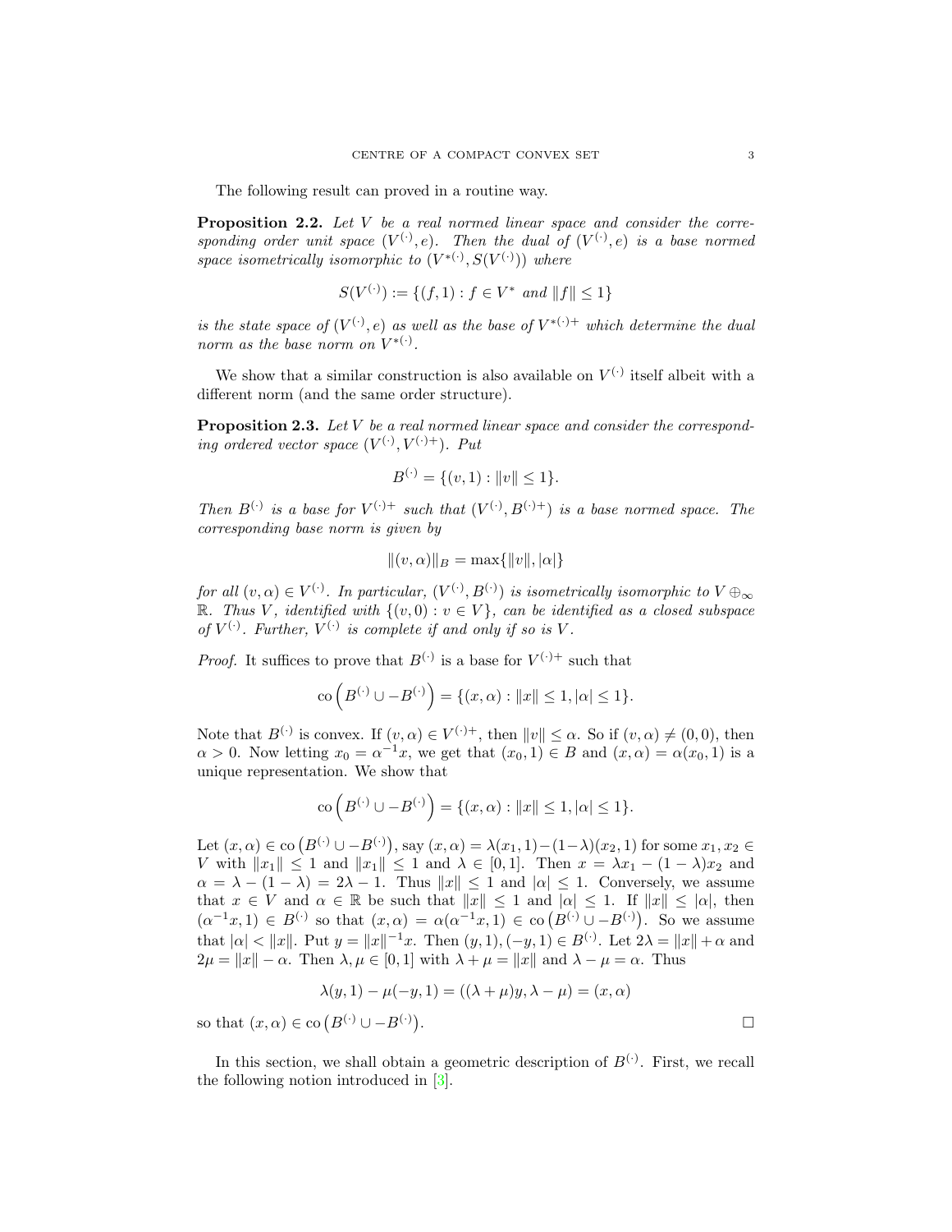The following result can proved in a routine way.

**Proposition 2.2.** *Let $V$ be a real normed linear space and consider the corresponding order unit space $(V^{(\cdot)}, e)$. Then the dual of $(V^{(\cdot)}, e)$ is a base normed space isometrically isomorphic to $(V^{*(\cdot)}, S(V^{(\cdot)}))$ where*

$$S(V^{(\cdot)}) := \{(f, 1) : f \in V^* \text{ and } \|f\| \leq 1\}$$

*is the state space of $(V^{(\cdot)}, e)$ as well as the base of $V^{*(\cdot)+}$ which determine the dual norm as the base norm on $V^{*(\cdot)}$.*

We show that a similar construction is also available on $V^{(\cdot)}$ itself albeit with a different norm (and the same order structure).

**Proposition 2.3.** *Let $V$ be a real normed linear space and consider the corresponding ordered vector space $(V^{(\cdot)}, V^{(\cdot)+})$. Put*

$$B^{(\cdot)} = \{(v, 1) : \|v\| \leq 1\}.$$

*Then $B^{(\cdot)}$ is a base for $V^{(\cdot)+}$ such that $(V^{(\cdot)}, B^{(\cdot)+})$ is a base normed space. The corresponding base norm is given by*

$$\|(v, \alpha)\|_B = \max\{\|v\|, |\alpha|\}$$

*for all $(v, \alpha) \in V^{(\cdot)}$. In particular, $(V^{(\cdot)}, B^{(\cdot)})$ is isometrically isomorphic to $V \oplus_\infty \mathbb{R}$. Thus $V$, identified with $\{(v, 0) : v \in V\}$, can be identified as a closed subspace of $V^{(\cdot)}$. Further, $V^{(\cdot)}$ is complete if and only if so is $V$.*

*Proof.* It suffices to prove that $B^{(\cdot)}$ is a base for $V^{(\cdot)+}$ such that

$$\operatorname{co}\left(B^{(\cdot)} \cup -B^{(\cdot)}\right) = \{(x, \alpha) : \|x\| \leq 1, |\alpha| \leq 1\}.$$

Note that $B^{(\cdot)}$ is convex. If $(v, \alpha) \in V^{(\cdot)+}$, then $\|v\| \leq \alpha$. So if $(v, \alpha) \neq (0, 0)$, then $\alpha > 0$. Now letting $x_0 = \alpha^{-1}x$, we get that $(x_0, 1) \in B$ and $(x, \alpha) = \alpha(x_0, 1)$ is a unique representation. We show that

$$\operatorname{co}\left(B^{(\cdot)} \cup -B^{(\cdot)}\right) = \{(x, \alpha) : \|x\| \leq 1, |\alpha| \leq 1\}.$$

Let $(x, \alpha) \in \operatorname{co}\left(B^{(\cdot)} \cup -B^{(\cdot)}\right)$, say $(x, \alpha) = \lambda(x_1, 1) - (1-\lambda)(x_2, 1)$ for some $x_1, x_2 \in V$ with $\|x_1\| \leq 1$ and $\|x_1\| \leq 1$ and $\lambda \in [0, 1]$. Then $x = \lambda x_1 - (1-\lambda)x_2$ and $\alpha = \lambda - (1-\lambda) = 2\lambda - 1$. Thus $\|x\| \leq 1$ and $|\alpha| \leq 1$. Conversely, we assume that $x \in V$ and $\alpha \in \mathbb{R}$ be such that $\|x\| \leq 1$ and $|\alpha| \leq 1$. If $\|x\| \leq |\alpha|$, then $(\alpha^{-1}x, 1) \in B^{(\cdot)}$ so that $(x, \alpha) = \alpha(\alpha^{-1}x, 1) \in \operatorname{co}\left(B^{(\cdot)} \cup -B^{(\cdot)}\right)$. So we assume that $|\alpha| < \|x\|$. Put $y = \|x\|^{-1}x$. Then $(y, 1), (-y, 1) \in B^{(\cdot)}$. Let $2\lambda = \|x\| + \alpha$ and $2\mu = \|x\| - \alpha$. Then $\lambda, \mu \in [0, 1]$ with $\lambda + \mu = \|x\|$ and $\lambda - \mu = \alpha$. Thus

$$\lambda(y, 1) - \mu(-y, 1) = ((\lambda + \mu)y, \lambda - \mu) = (x, \alpha)$$

so that $(x, \alpha) \in \operatorname{co}\left(B^{(\cdot)} \cup -B^{(\cdot)}\right)$. $\square$

In this section, we shall obtain a geometric description of $B^{(\cdot)}$. First, we recall the following notion introduced in [3].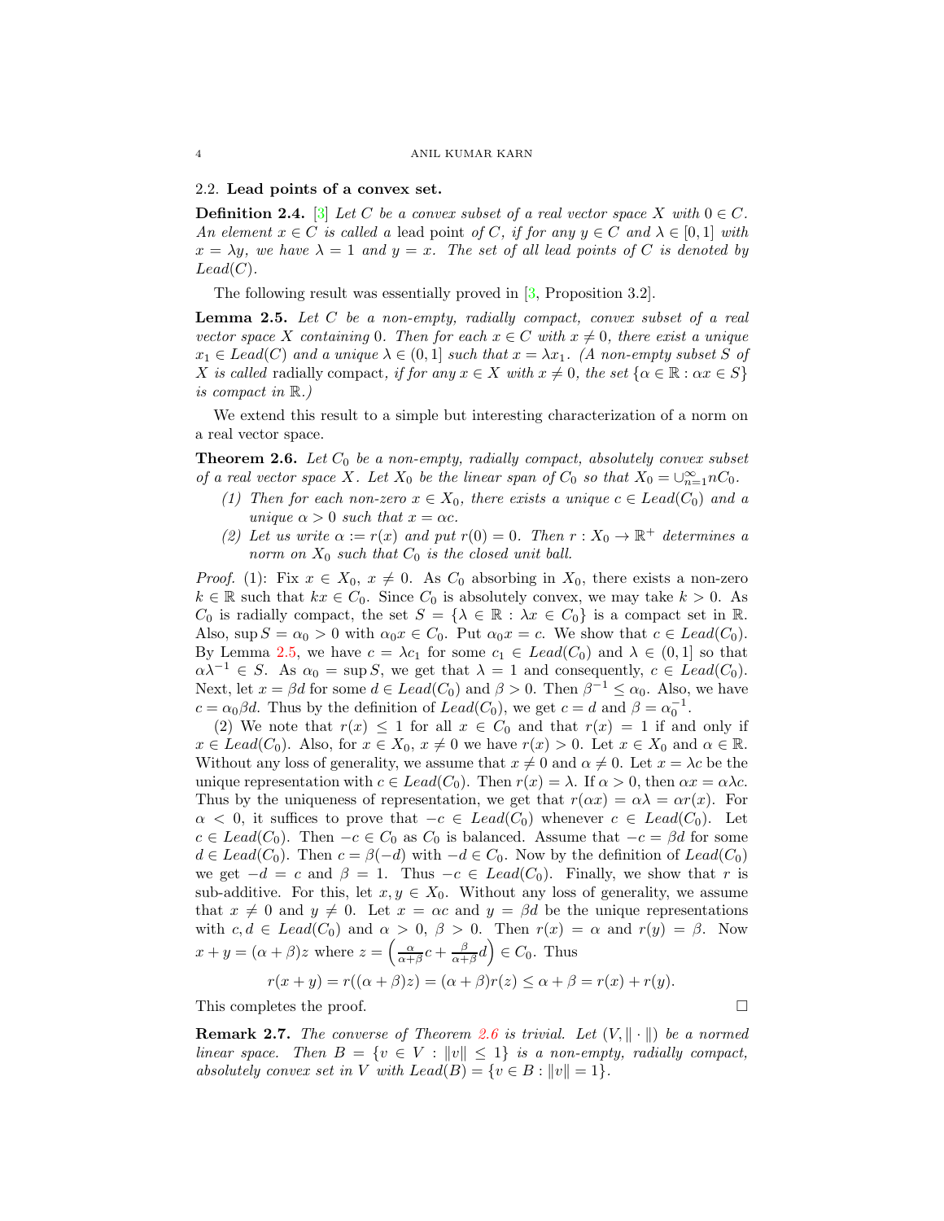## 2.2. Lead points of a convex set.

**Definition 2.4.** [3] *Let $C$ be a convex subset of a real vector space $X$ with $0 \in C$. An element $x \in C$ is called a* lead point *of $C$, if for any $y \in C$ and $\lambda \in [0,1]$ with $x = \lambda y$, we have $\lambda = 1$ and $y = x$. The set of all lead points of $C$ is denoted by $Lead(C)$.*

The following result was essentially proved in [3, Proposition 3.2].

**Lemma 2.5.** *Let $C$ be a non-empty, radially compact, convex subset of a real vector space $X$ containing $0$. Then for each $x \in C$ with $x \neq 0$, there exist a unique $x_1 \in Lead(C)$ and a unique $\lambda \in (0,1]$ such that $x = \lambda x_1$. (A non-empty subset $S$ of $X$ is called* radially compact*, if for any $x \in X$ with $x \neq 0$, the set $\{\alpha \in \mathbb{R} : \alpha x \in S\}$ is compact in $\mathbb{R}$.)*

We extend this result to a simple but interesting characterization of a norm on a real vector space.

**Theorem 2.6.** *Let $C_0$ be a non-empty, radially compact, absolutely convex subset of a real vector space $X$. Let $X_0$ be the linear span of $C_0$ so that $X_0 = \cup_{n=1}^{\infty} n C_0$.*

1. *Then for each non-zero $x \in X_0$, there exists a unique $c \in Lead(C_0)$ and a unique $\alpha > 0$ such that $x = \alpha c$.*
2. *Let us write $\alpha := r(x)$ and put $r(0) = 0$. Then $r : X_0 \to \mathbb{R}^+$ determines a norm on $X_0$ such that $C_0$ is the closed unit ball.*

*Proof.* (1): Fix $x \in X_0$, $x \neq 0$. As $C_0$ absorbing in $X_0$, there exists a non-zero $k \in \mathbb{R}$ such that $kx \in C_0$. Since $C_0$ is absolutely convex, we may take $k > 0$. As $C_0$ is radially compact, the set $S = \{\lambda \in \mathbb{R} : \lambda x \in C_0\}$ is a compact set in $\mathbb{R}$. Also, $\sup S = \alpha_0 > 0$ with $\alpha_0 x \in C_0$. Put $\alpha_0 x = c$. We show that $c \in Lead(C_0)$. By Lemma 2.5, we have $c = \lambda c_1$ for some $c_1 \in Lead(C_0)$ and $\lambda \in (0,1]$ so that $\alpha \lambda^{-1} \in S$. As $\alpha_0 = \sup S$, we get that $\lambda = 1$ and consequently, $c \in Lead(C_0)$. Next, let $x = \beta d$ for some $d \in Lead(C_0)$ and $\beta > 0$. Then $\beta^{-1} \leq \alpha_0$. Also, we have $c = \alpha_0 \beta d$. Thus by the definition of $Lead(C_0)$, we get $c = d$ and $\beta = \alpha_0^{-1}$.

(2) We note that $r(x) \leq 1$ for all $x \in C_0$ and that $r(x) = 1$ if and only if $x \in Lead(C_0)$. Also, for $x \in X_0$, $x \neq 0$ we have $r(x) > 0$. Let $x \in X_0$ and $\alpha \in \mathbb{R}$. Without any loss of generality, we assume that $x \neq 0$ and $\alpha \neq 0$. Let $x = \lambda c$ be the unique representation with $c \in Lead(C_0)$. Then $r(x) = \lambda$. If $\alpha > 0$, then $\alpha x = \alpha \lambda c$. Thus by the uniqueness of representation, we get that $r(\alpha x) = \alpha \lambda = \alpha r(x)$. For $\alpha < 0$, it suffices to prove that $-c \in Lead(C_0)$ whenever $c \in Lead(C_0)$. Let $c \in Lead(C_0)$. Then $-c \in C_0$ as $C_0$ is balanced. Assume that $-c = \beta d$ for some $d \in Lead(C_0)$. Then $c = \beta(-d)$ with $-d \in C_0$. Now by the definition of $Lead(C_0)$ we get $-d = c$ and $\beta = 1$. Thus $-c \in Lead(C_0)$. Finally, we show that $r$ is sub-additive. For this, let $x, y \in X_0$. Without any loss of generality, we assume that $x \neq 0$ and $y \neq 0$. Let $x = \alpha c$ and $y = \beta d$ be the unique representations with $c, d \in Lead(C_0)$ and $\alpha > 0$, $\beta > 0$. Then $r(x) = \alpha$ and $r(y) = \beta$. Now $x + y = (\alpha + \beta) z$ where $z = \left( \frac{\alpha}{\alpha+\beta} c + \frac{\beta}{\alpha+\beta} d \right) \in C_0$. Thus

$$r(x + y) = r((\alpha + \beta) z) = (\alpha + \beta) r(z) \leq \alpha + \beta = r(x) + r(y).$$

This completes the proof. $\square$

**Remark 2.7.** *The converse of Theorem 2.6 is trivial. Let $(V, \| \cdot \|)$ be a normed linear space. Then $B = \{v \in V : \|v\| \leq 1\}$ is a non-empty, radially compact, absolutely convex set in $V$ with $Lead(B) = \{v \in B : \|v\| = 1\}$.*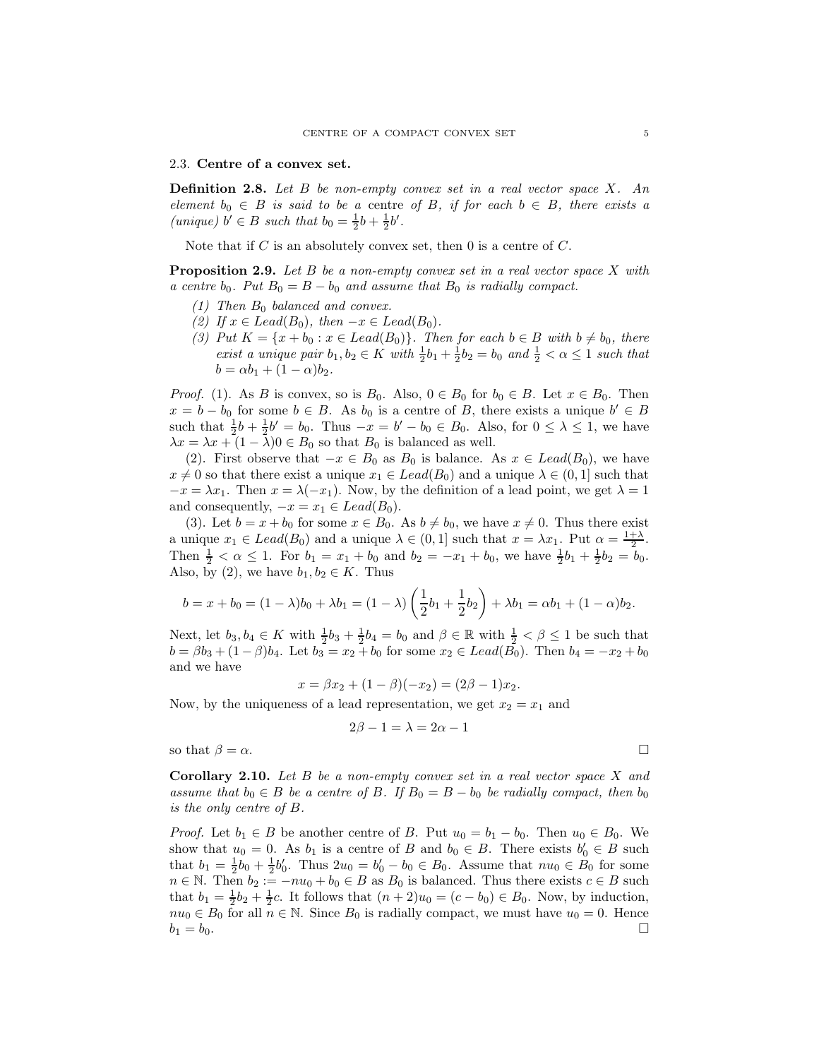### 2.3. **Centre of a convex set.**

**Definition 2.8.** *Let $B$ be non-empty convex set in a real vector space $X$. An element $b_0 \in B$ is said to be a* centre *of $B$, if for each $b \in B$, there exists a (unique) $b' \in B$ such that $b_0 = \frac{1}{2}b + \frac{1}{2}b'$.*

Note that if $C$ is an absolutely convex set, then 0 is a centre of $C$.

**Proposition 2.9.** *Let $B$ be a non-empty convex set in a real vector space $X$ with a centre $b_0$. Put $B_0 = B - b_0$ and assume that $B_0$ is radially compact.*

1. *Then $B_0$ balanced and convex.*
2. *If $x \in Lead(B_0)$, then $-x \in Lead(B_0)$.*
3. *Put $K = \{x + b_0 : x \in Lead(B_0)\}$. Then for each $b \in B$ with $b \neq b_0$, there exist a unique pair $b_1, b_2 \in K$ with $\frac{1}{2}b_1 + \frac{1}{2}b_2 = b_0$ and $\frac{1}{2} < \alpha \leq 1$ such that $b = \alpha b_1 + (1 - \alpha)b_2$.*

*Proof.* (1). As $B$ is convex, so is $B_0$. Also, $0 \in B_0$ for $b_0 \in B$. Let $x \in B_0$. Then $x = b - b_0$ for some $b \in B$. As $b_0$ is a centre of $B$, there exists a unique $b' \in B$ such that $\frac{1}{2}b + \frac{1}{2}b' = b_0$. Thus $-x = b' - b_0 \in B_0$. Also, for $0 \leq \lambda \leq 1$, we have $\lambda x = \lambda x + (1 - \lambda)0 \in B_0$ so that $B_0$ is balanced as well.

(2). First observe that $-x \in B_0$ as $B_0$ is balance. As $x \in Lead(B_0)$, we have $x \neq 0$ so that there exist a unique $x_1 \in Lead(B_0)$ and a unique $\lambda \in (0, 1]$ such that $-x = \lambda x_1$. Then $x = \lambda(-x_1)$. Now, by the definition of a lead point, we get $\lambda = 1$ and consequently, $-x = x_1 \in Lead(B_0)$.

(3). Let $b = x + b_0$ for some $x \in B_0$. As $b \neq b_0$, we have $x \neq 0$. Thus there exist a unique $x_1 \in Lead(B_0)$ and a unique $\lambda \in (0, 1]$ such that $x = \lambda x_1$. Put $\alpha = \frac{1+\lambda}{2}$. Then $\frac{1}{2} < \alpha \leq 1$. For $b_1 = x_1 + b_0$ and $b_2 = -x_1 + b_0$, we have $\frac{1}{2}b_1 + \frac{1}{2}b_2 = b_0$. Also, by (2), we have $b_1, b_2 \in K$. Thus

$$b = x + b_0 = (1 - \lambda)b_0 + \lambda b_1 = (1 - \lambda)\left(\frac{1}{2}b_1 + \frac{1}{2}b_2\right) + \lambda b_1 = \alpha b_1 + (1 - \alpha)b_2.$$

Next, let $b_3, b_4 \in K$ with $\frac{1}{2}b_3 + \frac{1}{2}b_4 = b_0$ and $\beta \in \mathbb{R}$ with $\frac{1}{2} < \beta \leq 1$ be such that $b = \beta b_3 + (1 - \beta)b_4$. Let $b_3 = x_2 + b_0$ for some $x_2 \in Lead(B_0)$. Then $b_4 = -x_2 + b_0$ and we have

$$x = \beta x_2 + (1 - \beta)(-x_2) = (2\beta - 1)x_2.$$

Now, by the uniqueness of a lead representation, we get $x_2 = x_1$ and

$$2\beta - 1 = \lambda = 2\alpha - 1$$

so that $\beta = \alpha$. $\square$

**Corollary 2.10.** *Let $B$ be a non-empty convex set in a real vector space $X$ and assume that $b_0 \in B$ be a centre of $B$. If $B_0 = B - b_0$ be radially compact, then $b_0$ is the only centre of $B$.*

*Proof.* Let $b_1 \in B$ be another centre of $B$. Put $u_0 = b_1 - b_0$. Then $u_0 \in B_0$. We show that $u_0 = 0$. As $b_1$ is a centre of $B$ and $b_0 \in B$. There exists $b_0' \in B$ such that $b_1 = \frac{1}{2}b_0 + \frac{1}{2}b_0'$. Thus $2u_0 = b_0' - b_0 \in B_0$. Assume that $nu_0 \in B_0$ for some $n \in \mathbb{N}$. Then $b_2 := -nu_0 + b_0 \in B$ as $B_0$ is balanced. Thus there exists $c \in B$ such that $b_1 = \frac{1}{2}b_2 + \frac{1}{2}c$. It follows that $(n + 2)u_0 = (c - b_0) \in B_0$. Now, by induction, $nu_0 \in B_0$ for all $n \in \mathbb{N}$. Since $B_0$ is radially compact, we must have $u_0 = 0$. Hence $b_1 = b_0$. $\square$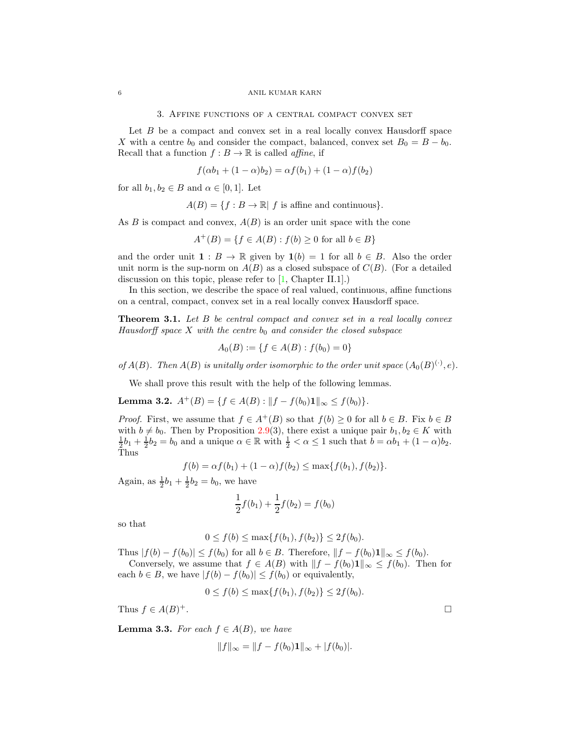## 3. Affine functions of a central compact convex set

Let $B$ be a compact and convex set in a real locally convex Hausdorff space $X$ with a centre $b_0$ and consider the compact, balanced, convex set $B_0 = B - b_0$. Recall that a function $f : B \to \mathbb{R}$ is called *affine*, if

$$f(\alpha b_1 + (1-\alpha) b_2) = \alpha f(b_1) + (1-\alpha) f(b_2)$$

for all $b_1, b_2 \in B$ and $\alpha \in [0,1]$. Let

$$A(B) = \{f : B \to \mathbb{R} | \ f \text{ is affine and continuous}\}.$$

As $B$ is compact and convex, $A(B)$ is an order unit space with the cone

$$A^+(B) = \{f \in A(B) : f(b) \geq 0 \text{ for all } b \in B\}$$

and the order unit $\mathbf{1} : B \to \mathbb{R}$ given by $\mathbf{1}(b) = 1$ for all $b \in B$. Also the order unit norm is the sup-norm on $A(B)$ as a closed subspace of $C(B)$. (For a detailed discussion on this topic, please refer to [1, Chapter II.1].)

In this section, we describe the space of real valued, continuous, affine functions on a central, compact, convex set in a real locally convex Hausdorff space.

**Theorem 3.1.** *Let $B$ be central compact and convex set in a real locally convex Hausdorff space $X$ with the centre $b_0$ and consider the closed subspace*

$$A_0(B) := \{f \in A(B) : f(b_0) = 0\}$$

*of $A(B)$. Then $A(B)$ is unitally order isomorphic to the order unit space $(A_0(B)^{(\cdot)}, e)$.*

We shall prove this result with the help of the following lemmas.

**Lemma 3.2.** $A^+(B) = \{f \in A(B) : \|f - f(b_0)\mathbf{1}\|_\infty \leq f(b_0)\}$.

*Proof.* First, we assume that $f \in A^+(B)$ so that $f(b) \geq 0$ for all $b \in B$. Fix $b \in B$ with $b \neq b_0$. Then by Proposition 2.9(3), there exist a unique pair $b_1, b_2 \in K$ with $\frac{1}{2}b_1 + \frac{1}{2}b_2 = b_0$ and a unique $\alpha \in \mathbb{R}$ with $\frac{1}{2} < \alpha \leq 1$ such that $b = \alpha b_1 + (1-\alpha) b_2$. Thus

$$f(b) = \alpha f(b_1) + (1-\alpha) f(b_2) \leq \max\{f(b_1), f(b_2)\}.$$

Again, as $\frac{1}{2}b_1 + \frac{1}{2}b_2 = b_0$, we have

$$\frac{1}{2}f(b_1) + \frac{1}{2}f(b_2) = f(b_0)$$

so that

$$0 \leq f(b) \leq \max\{f(b_1), f(b_2)\} \leq 2f(b_0).$$

Thus $|f(b) - f(b_0)| \leq f(b_0)$ for all $b \in B$. Therefore, $\|f - f(b_0)\mathbf{1}\|_\infty \leq f(b_0)$.

Conversely, we assume that $f \in A(B)$ with $\|f - f(b_0)\mathbf{1}\|_\infty \leq f(b_0)$. Then for each $b \in B$, we have $|f(b) - f(b_0)| \leq f(b_0)$ or equivalently,

$$0 \leq f(b) \leq \max\{f(b_1), f(b_2)\} \leq 2f(b_0).$$

Thus $f \in A(B)^+$. $\square$

**Lemma 3.3.** *For each $f \in A(B)$, we have*

$$\|f\|_\infty = \|f - f(b_0)\mathbf{1}\|_\infty + |f(b_0)|.$$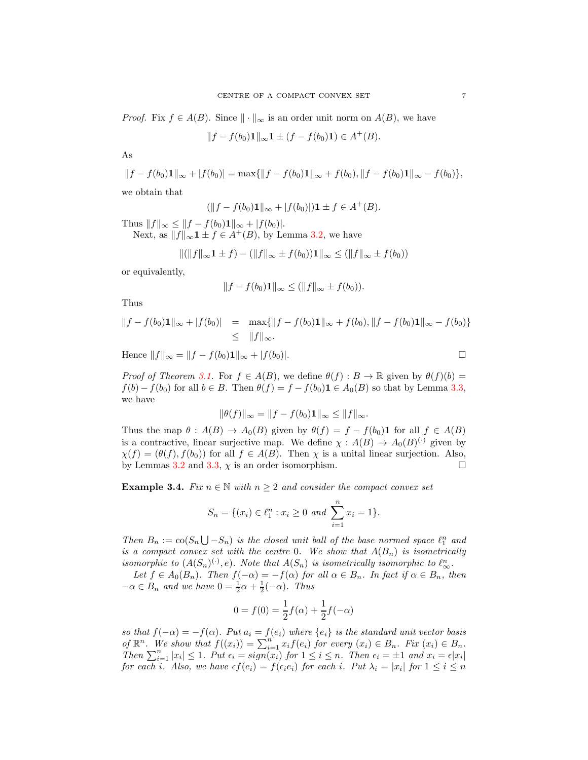*Proof.* Fix $f \in A(B)$. Since $\| \cdot \|_\infty$ is an order unit norm on $A(B)$, we have

$$\|f - f(b_0)\mathbf{1}\|_\infty \mathbf{1} \pm (f - f(b_0)\mathbf{1}) \in A^+(B).$$

As

$$\|f - f(b_0)\mathbf{1}\|_\infty + |f(b_0)| = \max\{\|f - f(b_0)\mathbf{1}\|_\infty + f(b_0), \|f - f(b_0)\mathbf{1}\|_\infty - f(b_0)\},$$

we obtain that

$$(\|f - f(b_0)\mathbf{1}\|_\infty + |f(b_0)|)\mathbf{1} \pm f \in A^+(B).$$

Thus $\|f\|_\infty \leq \|f - f(b_0)\mathbf{1}\|_\infty + |f(b_0)|$.

Next, as $\|f\|_\infty \mathbf{1} \pm f \in A^+(B)$, by Lemma 3.2, we have

$$\|(\|f\|_\infty \mathbf{1} \pm f) - (\|f\|_\infty \pm f(b_0))\mathbf{1}\|_\infty \leq (\|f\|_\infty \pm f(b_0))$$

or equivalently,

$$\|f - f(b_0)\mathbf{1}\|_\infty \leq (\|f\|_\infty \pm f(b_0)).$$

Thus

$$\begin{aligned}
\|f - f(b_0)\mathbf{1}\|_\infty + |f(b_0)| &= \max\{\|f - f(b_0)\mathbf{1}\|_\infty + f(b_0), \|f - f(b_0)\mathbf{1}\|_\infty - f(b_0)\} \\
&\leq \|f\|_\infty.
\end{aligned}$$

Hence $\|f\|_\infty = \|f - f(b_0)\mathbf{1}\|_\infty + |f(b_0)|$. $\square$

*Proof of Theorem 3.1.* For $f \in A(B)$, we define $\theta(f) : B \to \mathbb{R}$ given by $\theta(f)(b) = f(b) - f(b_0)$ for all $b \in B$. Then $\theta(f) = f - f(b_0)\mathbf{1} \in A_0(B)$ so that by Lemma 3.3, we have

$$\|\theta(f)\|_\infty = \|f - f(b_0)\mathbf{1}\|_\infty \leq \|f\|_\infty.$$

Thus the map $\theta : A(B) \to A_0(B)$ given by $\theta(f) = f - f(b_0)\mathbf{1}$ for all $f \in A(B)$ is a contractive, linear surjective map. We define $\chi : A(B) \to A_0(B)^{(\cdot)}$ given by $\chi(f) = (\theta(f), f(b_0))$ for all $f \in A(B)$. Then $\chi$ is a unital linear surjection. Also, by Lemmas 3.2 and 3.3, $\chi$ is an order isomorphism. $\square$

**Example 3.4.** *Fix $n \in \mathbb{N}$ with $n \geq 2$ and consider the compact convex set*

$$S_n = \{(x_i) \in \ell_1^n : x_i \geq 0 \text{ and } \sum_{i=1}^n x_i = 1\}.$$

*Then $B_n := \operatorname{co}(S_n \bigcup -S_n)$ is the closed unit ball of the base normed space $\ell_1^n$ and is a compact convex set with the centre $0$. We show that $A(B_n)$ is isometrically isomorphic to $(A(S_n)^{(\cdot)}, e)$. Note that $A(S_n)$ is isometrically isomorphic to $\ell_\infty^n$.*

*Let $f \in A_0(B_n)$. Then $f(-\alpha) = -f(\alpha)$ for all $\alpha \in B_n$. In fact if $\alpha \in B_n$, then $-\alpha \in B_n$ and we have $0 = \frac{1}{2}\alpha + \frac{1}{2}(-\alpha)$. Thus*

$$0 = f(0) = \frac{1}{2}f(\alpha) + \frac{1}{2}f(-\alpha)$$

*so that $f(-\alpha) = -f(\alpha)$. Put $a_i = f(e_i)$ where $\{e_i\}$ is the standard unit vector basis of $\mathbb{R}^n$. We show that $f((x_i)) = \sum_{i=1}^n x_i f(e_i)$ for every $(x_i) \in B_n$. Fix $(x_i) \in B_n$. Then $\sum_{i=1}^n |x_i| \leq 1$. Put $\epsilon_i = sign(x_i)$ for $1 \leq i \leq n$. Then $\epsilon_i = \pm 1$ and $x_i = \epsilon |x_i|$ for each $i$. Also, we have $\epsilon f(e_i) = f(\epsilon_i e_i)$ for each $i$. Put $\lambda_i = |x_i|$ for $1 \leq i \leq n$*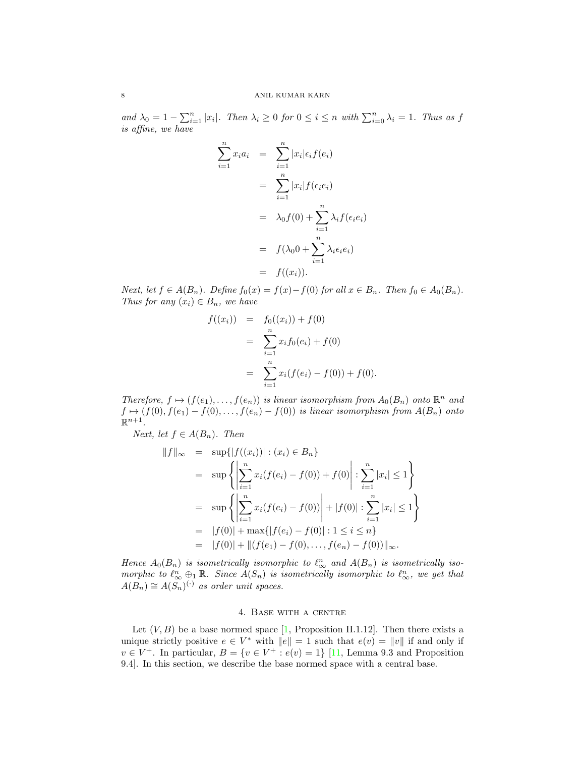*and $\lambda_0 = 1 - \sum_{i=1}^n |x_i|$. Then $\lambda_i \geq 0$ for $0 \leq i \leq n$ with $\sum_{i=0}^n \lambda_i = 1$. Thus as $f$ is affine, we have*

$$
\begin{aligned}
\sum_{i=1}^n x_i a_i &= \sum_{i=1}^n |x_i| \epsilon_i f(e_i) \\
&= \sum_{i=1}^n |x_i| f(\epsilon_i e_i) \\
&= \lambda_0 f(0) + \sum_{i=1}^n \lambda_i f(\epsilon_i e_i) \\
&= f(\lambda_0 0 + \sum_{i=1}^n \lambda_i \epsilon_i e_i) \\
&= f((x_i)).
\end{aligned}
$$

*Next, let $f \in A(B_n)$. Define $f_0(x) = f(x) - f(0)$ for all $x \in B_n$. Then $f_0 \in A_0(B_n)$. Thus for any $(x_i) \in B_n$, we have*

$$
\begin{aligned}
f((x_i)) &= f_0((x_i)) + f(0) \\
&= \sum_{i=1}^n x_i f_0(e_i) + f(0) \\
&= \sum_{i=1}^n x_i (f(e_i) - f(0)) + f(0).
\end{aligned}
$$

*Therefore, $f \mapsto (f(e_1), \dots, f(e_n))$ is linear isomorphism from $A_0(B_n)$ onto $\mathbb{R}^n$ and $f \mapsto (f(0), f(e_1) - f(0), \dots, f(e_n) - f(0))$ is linear isomorphism from $A(B_n)$ onto $\mathbb{R}^{n+1}$.*

*Next, let $f \in A(B_n)$. Then*

$$
\begin{aligned}
\|f\|_\infty &= \sup\{|f((x_i))| : (x_i) \in B_n\} \\
&= \sup\left\{ \left| \sum_{i=1}^n x_i (f(e_i) - f(0)) + f(0) \right| : \sum_{i=1}^n |x_i| \leq 1 \right\} \\
&= \sup\left\{ \left| \sum_{i=1}^n x_i (f(e_i) - f(0)) \right| + |f(0)| : \sum_{i=1}^n |x_i| \leq 1 \right\} \\
&= |f(0)| + \max\{|f(e_i) - f(0)| : 1 \leq i \leq n\} \\
&= |f(0)| + \|(f(e_1) - f(0), \dots, f(e_n) - f(0))\|_\infty.
\end{aligned}
$$

*Hence $A_0(B_n)$ is isometrically isomorphic to $\ell_\infty^n$ and $A(B_n)$ is isometrically isomorphic to $\ell_\infty^n \oplus_1 \mathbb{R}$. Since $A(S_n)$ is isometrically isomorphic to $\ell_\infty^n$, we get that $A(B_n) \cong A(S_n)^{(\cdot)}$ as order unit spaces.*

## 4. Base with a centre

Let $(V, B)$ be a base normed space [1, Proposition II.1.12]. Then there exists a unique strictly positive $e \in V^*$ with $\|e\| = 1$ such that $e(v) = \|v\|$ if and only if $v \in V^+$. In particular, $B = \{v \in V^+ : e(v) = 1\}$ [11, Lemma 9.3 and Proposition 9.4]. In this section, we describe the base normed space with a central base.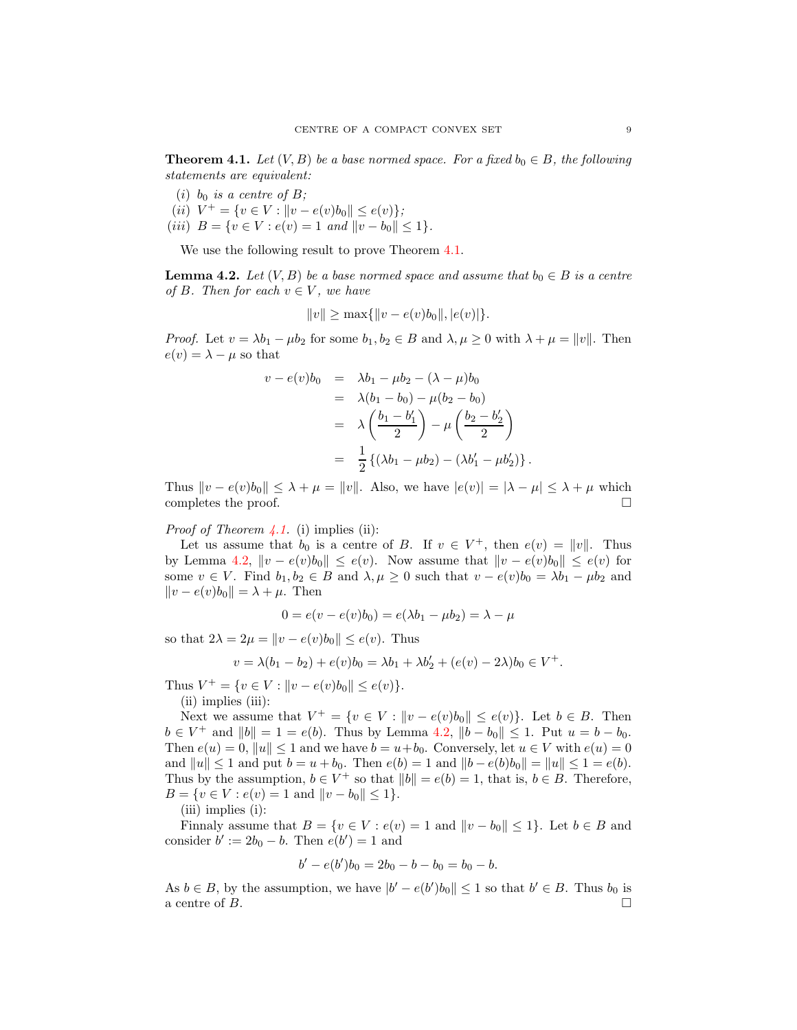**Theorem 4.1.** *Let $(V, B)$ be a base normed space. For a fixed $b_0 \in B$, the following statements are equivalent:*

- *(i) $b_0$ is a centre of $B$;*
- *(ii) $V^+ = \{v \in V : \|v - e(v)b_0\| \leq e(v)\}$;*
- *(iii) $B = \{v \in V : e(v) = 1 \text{ and } \|v - b_0\| \leq 1\}$.*

We use the following result to prove Theorem 4.1.

**Lemma 4.2.** *Let $(V, B)$ be a base normed space and assume that $b_0 \in B$ is a centre of $B$. Then for each $v \in V$, we have*

$$\|v\| \geq \max\{\|v - e(v)b_0\|, |e(v)|\}.$$

*Proof.* Let $v = \lambda b_1 - \mu b_2$ for some $b_1, b_2 \in B$ and $\lambda, \mu \geq 0$ with $\lambda + \mu = \|v\|$. Then $e(v) = \lambda - \mu$ so that

$$\begin{aligned}
v - e(v)b_0 &= \lambda b_1 - \mu b_2 - (\lambda - \mu)b_0 \\
&= \lambda(b_1 - b_0) - \mu(b_2 - b_0) \\
&= \lambda\left(\frac{b_1 - b_1'}{2}\right) - \mu\left(\frac{b_2 - b_2'}{2}\right) \\
&= \frac{1}{2}\left\{(\lambda b_1 - \mu b_2) - (\lambda b_1' - \mu b_2')\right\}.
\end{aligned}$$

Thus $\|v - e(v)b_0\| \leq \lambda + \mu = \|v\|$. Also, we have $|e(v)| = |\lambda - \mu| \leq \lambda + \mu$ which completes the proof. $\square$

*Proof of Theorem 4.1.* (i) implies (ii):

Let us assume that $b_0$ is a centre of $B$. If $v \in V^+$, then $e(v) = \|v\|$. Thus by Lemma 4.2, $\|v - e(v)b_0\| \leq e(v)$. Now assume that $\|v - e(v)b_0\| \leq e(v)$ for some $v \in V$. Find $b_1, b_2 \in B$ and $\lambda, \mu \geq 0$ such that $v - e(v)b_0 = \lambda b_1 - \mu b_2$ and $\|v - e(v)b_0\| = \lambda + \mu$. Then

$$0 = e(v - e(v)b_0) = e(\lambda b_1 - \mu b_2) = \lambda - \mu$$

so that $2\lambda = 2\mu = \|v - e(v)b_0\| \leq e(v)$. Thus

$$v = \lambda(b_1 - b_2) + e(v)b_0 = \lambda b_1 + \lambda b_2' + (e(v) - 2\lambda)b_0 \in V^+.$$

Thus $V^+ = \{v \in V : \|v - e(v)b_0\| \leq e(v)\}$.

(ii) implies (iii):

Next we assume that $V^+ = \{v \in V : \|v - e(v)b_0\| \leq e(v)\}$. Let $b \in B$. Then $b \in V^+$ and $\|b\| = 1 = e(b)$. Thus by Lemma 4.2, $\|b - b_0\| \leq 1$. Put $u = b - b_0$. Then $e(u) = 0$, $\|u\| \leq 1$ and we have $b = u + b_0$. Conversely, let $u \in V$ with $e(u) = 0$ and $\|u\| \leq 1$ and put $b = u + b_0$. Then $e(b) = 1$ and $\|b - e(b)b_0\| = \|u\| \leq 1 = e(b)$. Thus by the assumption, $b \in V^+$ so that $\|b\| = e(b) = 1$, that is, $b \in B$. Therefore, $B = \{v \in V : e(v) = 1 \text{ and } \|v - b_0\| \leq 1\}$.

(iii) implies (i):

Finnaly assume that $B = \{v \in V : e(v) = 1 \text{ and } \|v - b_0\| \leq 1\}$. Let $b \in B$ and consider $b' := 2b_0 - b$. Then $e(b') = 1$ and

$$b' - e(b')b_0 = 2b_0 - b - b_0 = b_0 - b.$$

As $b \in B$, by the assumption, we have $|b' - e(b')b_0\| \leq 1$ so that $b' \in B$. Thus $b_0$ is a centre of $B$. $\square$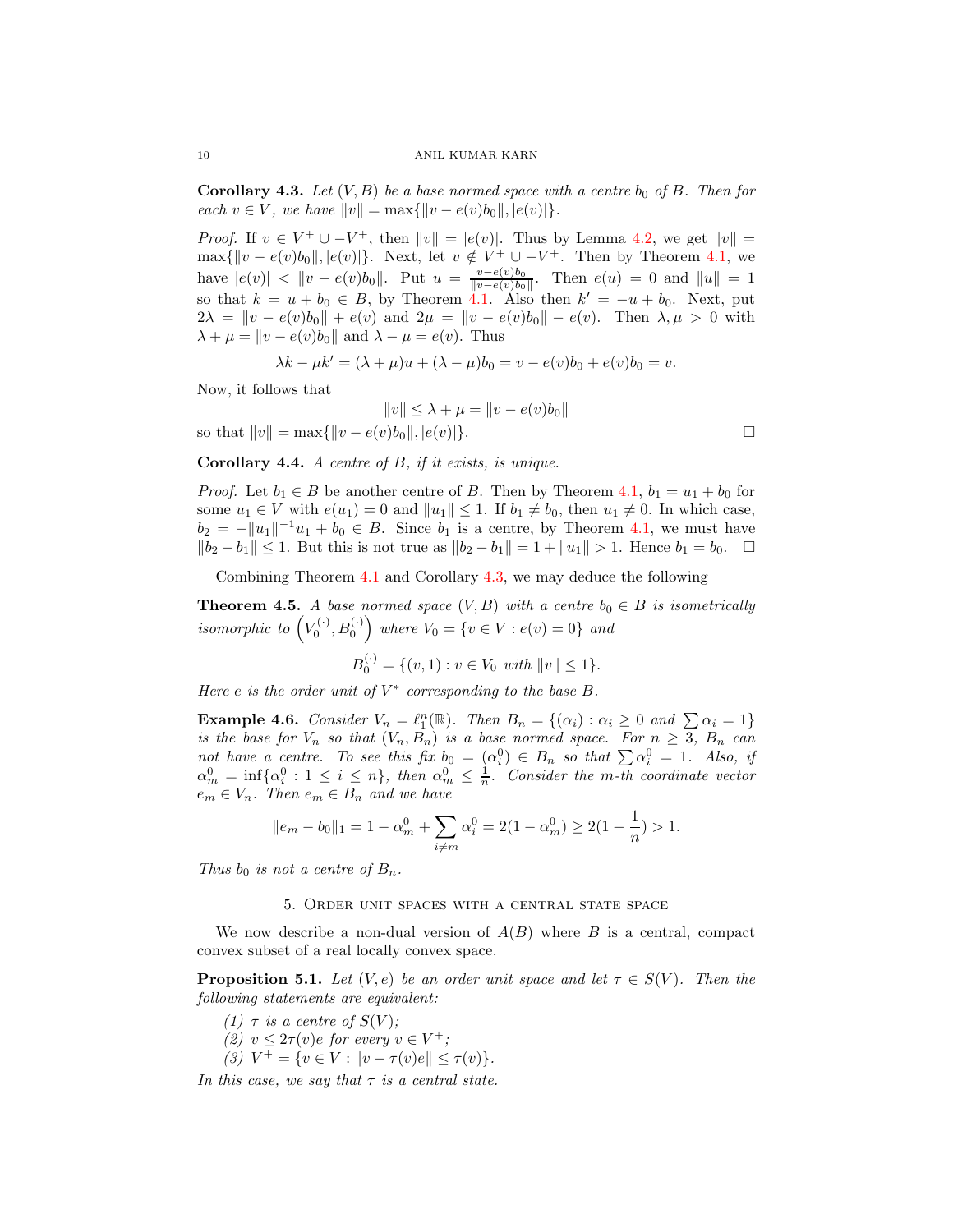**Corollary 4.3.** *Let $(V, B)$ be a base normed space with a centre $b_0$ of $B$. Then for each $v \in V$, we have $\|v\| = \max\{\|v - e(v)b_0\|, |e(v)|\}$.*

*Proof.* If $v \in V^+ \cup -V^+$, then $\|v\| = |e(v)|$. Thus by Lemma 4.2, we get $\|v\| = \max\{\|v - e(v)b_0\|, |e(v)|\}$. Next, let $v \notin V^+ \cup -V^+$. Then by Theorem 4.1, we have $|e(v)| < \|v - e(v)b_0\|$. Put $u = \frac{v - e(v)b_0}{\|v - e(v)b_0\|}$. Then $e(u) = 0$ and $\|u\| = 1$ so that $k = u + b_0 \in B$, by Theorem 4.1. Also then $k' = -u + b_0$. Next, put $2\lambda = \|v - e(v)b_0\| + e(v)$ and $2\mu = \|v - e(v)b_0\| - e(v)$. Then $\lambda, \mu > 0$ with $\lambda + \mu = \|v - e(v)b_0\|$ and $\lambda - \mu = e(v)$. Thus

$$\lambda k - \mu k' = (\lambda + \mu)u + (\lambda - \mu)b_0 = v - e(v)b_0 + e(v)b_0 = v.$$

Now, it follows that

$$\|v\| \leq \lambda + \mu = \|v - e(v)b_0\|$$

so that $\|v\| = \max\{\|v - e(v)b_0\|, |e(v)|\}$. $\square$

**Corollary 4.4.** *A centre of $B$, if it exists, is unique.*

*Proof.* Let $b_1 \in B$ be another centre of $B$. Then by Theorem 4.1, $b_1 = u_1 + b_0$ for some $u_1 \in V$ with $e(u_1) = 0$ and $\|u_1\| \leq 1$. If $b_1 \neq b_0$, then $u_1 \neq 0$. In which case, $b_2 = -\|u_1\|^{-1}u_1 + b_0 \in B$. Since $b_1$ is a centre, by Theorem 4.1, we must have $\|b_2 - b_1\| \leq 1$. But this is not true as $\|b_2 - b_1\| = 1 + \|u_1\| > 1$. Hence $b_1 = b_0$. $\square$

Combining Theorem 4.1 and Corollary 4.3, we may deduce the following

**Theorem 4.5.** *A base normed space $(V, B)$ with a centre $b_0 \in B$ is isometrically isomorphic to $\left(V_0^{(\cdot)}, B_0^{(\cdot)}\right)$ where $V_0 = \{v \in V : e(v) = 0\}$ and*

$$B_0^{(\cdot)} = \{(v, 1) : v \in V_0 \text{ with } \|v\| \leq 1\}.$$

*Here $e$ is the order unit of $V^*$ corresponding to the base $B$.*

**Example 4.6.** *Consider $V_n = \ell_1^n(\mathbb{R})$. Then $B_n = \{(\alpha_i) : \alpha_i \geq 0 \text{ and } \sum \alpha_i = 1\}$ is the base for $V_n$ so that $(V_n, B_n)$ is a base normed space. For $n \geq 3$, $B_n$ can not have a centre. To see this fix $b_0 = (\alpha_i^0) \in B_n$ so that $\sum \alpha_i^0 = 1$. Also, if $\alpha_m^0 = \inf\{\alpha_i^0 : 1 \leq i \leq n\}$, then $\alpha_m^0 \leq \frac{1}{n}$. Consider the $m$-th coordinate vector $e_m \in V_n$. Then $e_m \in B_n$ and we have*

$$\|e_m - b_0\|_1 = 1 - \alpha_m^0 + \sum_{i \neq m} \alpha_i^0 = 2(1 - \alpha_m^0) \geq 2(1 - \frac{1}{n}) > 1.$$

*Thus $b_0$ is not a centre of $B_n$.*

## 5. Order unit spaces with a central state space

We now describe a non-dual version of $A(B)$ where $B$ is a central, compact convex subset of a real locally convex space.

**Proposition 5.1.** *Let $(V, e)$ be an order unit space and let $\tau \in S(V)$. Then the following statements are equivalent:*

1. *$\tau$ is a centre of $S(V)$;*
2. *$v \leq 2\tau(v)e$ for every $v \in V^+$;*
3. *$V^+ = \{v \in V : \|v - \tau(v)e\| \leq \tau(v)\}$.*

*In this case, we say that $\tau$ is a central state.*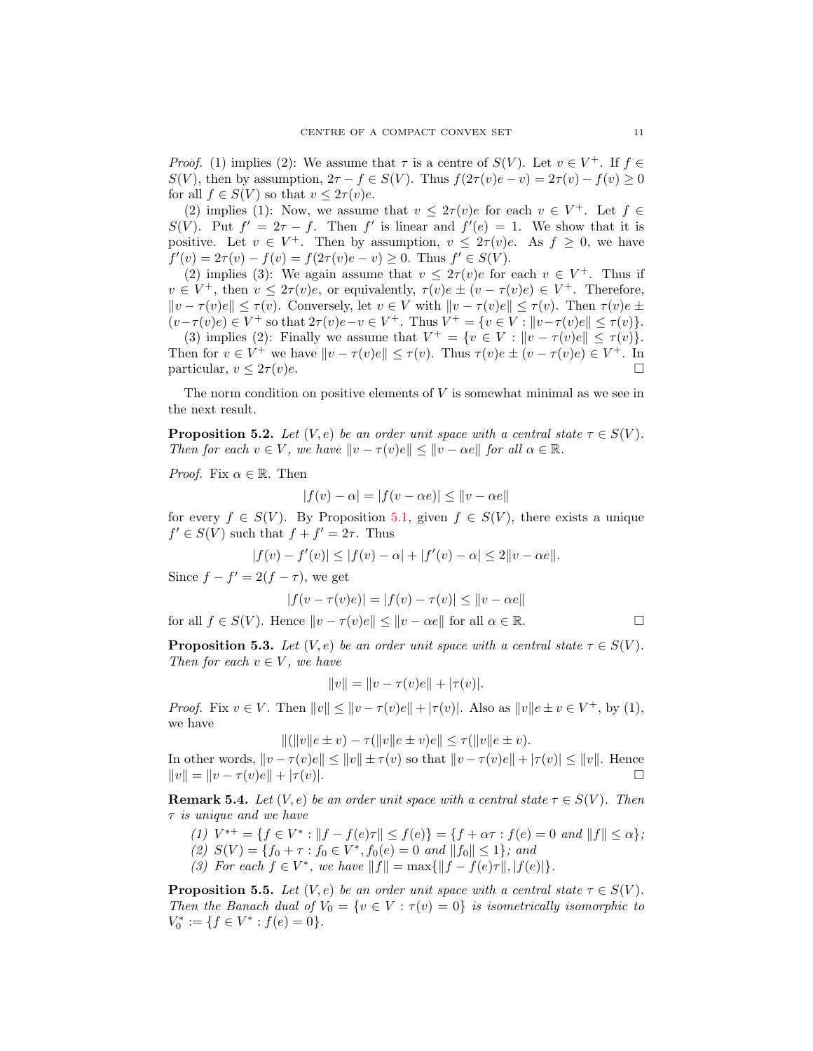*Proof.* (1) implies (2): We assume that $\tau$ is a centre of $S(V)$. Let $v \in V^+$. If $f \in S(V)$, then by assumption, $2\tau - f \in S(V)$. Thus $f(2\tau(v)e - v) = 2\tau(v) - f(v) \geq 0$ for all $f \in S(V)$ so that $v \leq 2\tau(v)e$.

(2) implies (1): Now, we assume that $v \leq 2\tau(v)e$ for each $v \in V^+$. Let $f \in S(V)$. Put $f' = 2\tau - f$. Then $f'$ is linear and $f'(e) = 1$. We show that it is positive. Let $v \in V^+$. Then by assumption, $v \leq 2\tau(v)e$. As $f \geq 0$, we have $f'(v) = 2\tau(v) - f(v) = f(2\tau(v)e - v) \geq 0$. Thus $f' \in S(V)$.

(2) implies (3): We again assume that $v \leq 2\tau(v)e$ for each $v \in V^+$. Thus if $v \in V^+$, then $v \leq 2\tau(v)e$, or equivalently, $\tau(v)e \pm (v - \tau(v)e) \in V^+$. Therefore, $\|v - \tau(v)e\| \leq \tau(v)$. Conversely, let $v \in V$ with $\|v - \tau(v)e\| \leq \tau(v)$. Then $\tau(v)e \pm (v - \tau(v)e) \in V^+$ so that $2\tau(v)e - v \in V^+$. Thus $V^+ = \{v \in V : \|v - \tau(v)e\| \leq \tau(v)\}$.

(3) implies (2): Finally we assume that $V^+ = \{v \in V : \|v - \tau(v)e\| \leq \tau(v)\}$. Then for $v \in V^+$ we have $\|v - \tau(v)e\| \leq \tau(v)$. Thus $\tau(v)e \pm (v - \tau(v)e) \in V^+$. In particular, $v \leq 2\tau(v)e$. $\square$

The norm condition on positive elements of $V$ is somewhat minimal as we see in the next result.

**Proposition 5.2.** *Let $(V, e)$ be an order unit space with a central state $\tau \in S(V)$. Then for each $v \in V$, we have $\|v - \tau(v)e\| \leq \|v - \alpha e\|$ for all $\alpha \in \mathbb{R}$.*

*Proof.* Fix $\alpha \in \mathbb{R}$. Then

$$|f(v) - \alpha| = |f(v - \alpha e)| \leq \|v - \alpha e\|$$

for every $f \in S(V)$. By Proposition 5.1, given $f \in S(V)$, there exists a unique $f' \in S(V)$ such that $f + f' = 2\tau$. Thus

$$|f(v) - f'(v)| \leq |f(v) - \alpha| + |f'(v) - \alpha| \leq 2\|v - \alpha e\|.$$

Since $f - f' = 2(f - \tau)$, we get

$$|f(v - \tau(v)e)| = |f(v) - \tau(v)| \leq \|v - \alpha e\|$$

for all $f \in S(V)$. Hence $\|v - \tau(v)e\| \leq \|v - \alpha e\|$ for all $\alpha \in \mathbb{R}$. $\square$

**Proposition 5.3.** *Let $(V, e)$ be an order unit space with a central state $\tau \in S(V)$. Then for each $v \in V$, we have*

$$\|v\| = \|v - \tau(v)e\| + |\tau(v)|.$$

*Proof.* Fix $v \in V$. Then $\|v\| \leq \|v - \tau(v)e\| + |\tau(v)|$. Also as $\|v\|e \pm v \in V^+$, by (1), we have

$$\|(\|v\|e \pm v) - \tau(\|v\|e \pm v)e\| \leq \tau(\|v\|e \pm v).$$

In other words, $\|v - \tau(v)e\| \leq \|v\| \pm \tau(v)$ so that $\|v - \tau(v)e\| + |\tau(v)| \leq \|v\|$. Hence $\|v\| = \|v - \tau(v)e\| + |\tau(v)|$. $\square$

**Remark 5.4.** *Let $(V, e)$ be an order unit space with a central state $\tau \in S(V)$. Then $\tau$ is unique and we have*

1. *$V^{*+} = \{f \in V^* : \|f - f(e)\tau\| \leq f(e)\} = \{f + \alpha\tau : f(e) = 0 \text{ and } \|f\| \leq \alpha\}$;*
2. *$S(V) = \{f_0 + \tau : f_0 \in V^*, f_0(e) = 0 \text{ and } \|f_0\| \leq 1\}$; and*
3. *For each $f \in V^*$, we have $\|f\| = \max\{\|f - f(e)\tau\|, |f(e)|\}$.*

**Proposition 5.5.** *Let $(V, e)$ be an order unit space with a central state $\tau \in S(V)$. Then the Banach dual of $V_0 = \{v \in V : \tau(v) = 0\}$ is isometrically isomorphic to $V_0^* := \{f \in V^* : f(e) = 0\}$.*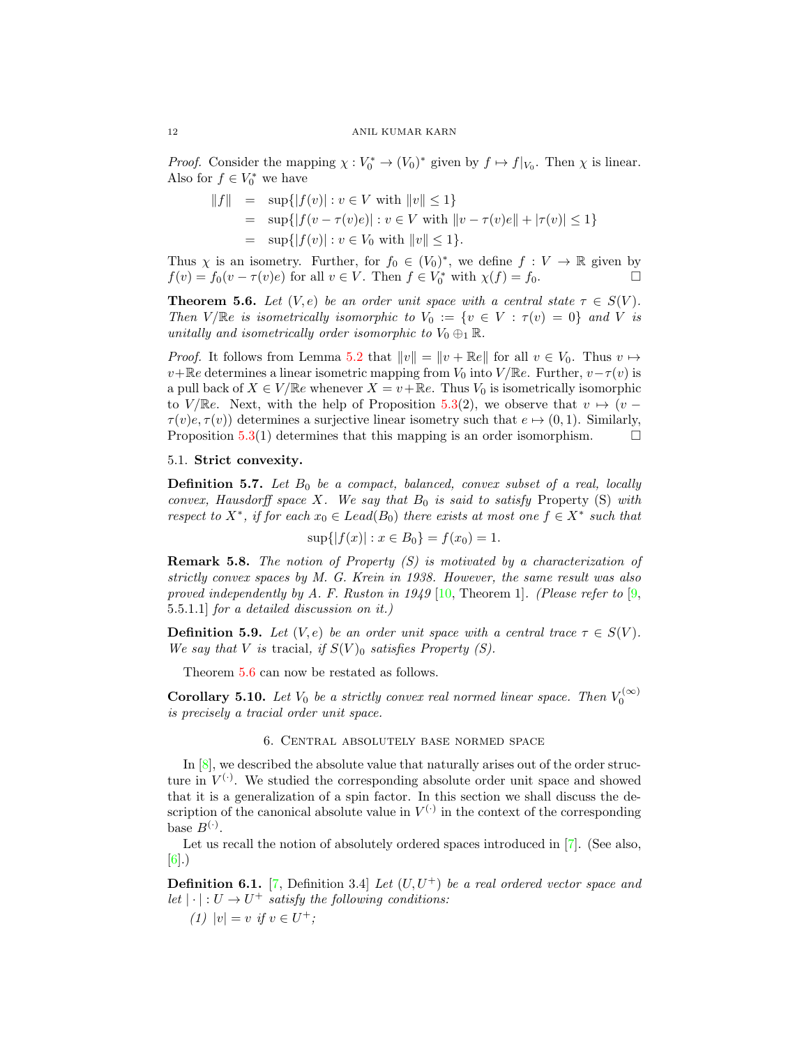*Proof.* Consider the mapping $\chi : V_0^* \to (V_0)^*$ given by $f \mapsto f|_{V_0}$. Then $\chi$ is linear. Also for $f \in V_0^*$ we have

$$
\begin{aligned}
\|f\| &= \sup\{|f(v)| : v \in V \text{ with } \|v\| \leq 1\} \\
&= \sup\{|f(v - \tau(v)e)| : v \in V \text{ with } \|v - \tau(v)e\| + |\tau(v)| \leq 1\} \\
&= \sup\{|f(v)| : v \in V_0 \text{ with } \|v\| \leq 1\}.
\end{aligned}
$$

Thus $\chi$ is an isometry. Further, for $f_0 \in (V_0)^*$, we define $f : V \to \mathbb{R}$ given by $f(v) = f_0(v - \tau(v)e)$ for all $v \in V$. Then $f \in V_0^*$ with $\chi(f) = f_0$. $\square$

**Theorem 5.6.** *Let $(V, e)$ be an order unit space with a central state $\tau \in S(V)$. Then $V/\mathbb{R}e$ is isometrically isomorphic to $V_0 := \{v \in V : \tau(v) = 0\}$ and $V$ is unitally and isometrically order isomorphic to $V_0 \oplus_1 \mathbb{R}$.*

*Proof.* It follows from Lemma 5.2 that $\|v\| = \|v + \mathbb{R}e\|$ for all $v \in V_0$. Thus $v \mapsto v + \mathbb{R}e$ determines a linear isometric mapping from $V_0$ into $V/\mathbb{R}e$. Further, $v - \tau(v)$ is a pull back of $X \in V/\mathbb{R}e$ whenever $X = v + \mathbb{R}e$. Thus $V_0$ is isometrically isomorphic to $V/\mathbb{R}e$. Next, with the help of Proposition 5.3(2), we observe that $v \mapsto (v - \tau(v)e, \tau(v))$ determines a surjective linear isometry such that $e \mapsto (0, 1)$. Similarly, Proposition 5.3(1) determines that this mapping is an order isomorphism. $\square$

### 5.1. Strict convexity.

**Definition 5.7.** *Let $B_0$ be a compact, balanced, convex subset of a real, locally convex, Hausdorff space $X$. We say that $B_0$ is said to satisfy* Property (S) *with respect to $X^*$, if for each $x_0 \in Lead(B_0)$ there exists at most one $f \in X^*$ such that*

$$\sup\{|f(x)| : x \in B_0\} = f(x_0) = 1.$$

**Remark 5.8.** *The notion of Property (S) is motivated by a characterization of strictly convex spaces by M. G. Krein in 1938. However, the same result was also proved independently by A. F. Ruston in 1949* [10, Theorem 1]. *(Please refer to* [9, 5.5.1.1] *for a detailed discussion on it.)*

**Definition 5.9.** *Let $(V, e)$ be an order unit space with a central trace $\tau \in S(V)$. We say that $V$ is* tracial, *if $S(V)_0$ satisfies Property (S).*

Theorem 5.6 can now be restated as follows.

**Corollary 5.10.** *Let $V_0$ be a strictly convex real normed linear space. Then $V_0^{(\infty)}$ is precisely a tracial order unit space.*

## 6. Central absolutely base normed space

In [8], we described the absolute value that naturally arises out of the order structure in $V^{(\cdot)}$. We studied the corresponding absolute order unit space and showed that it is a generalization of a spin factor. In this section we shall discuss the description of the canonical absolute value in $V^{(\cdot)}$ in the context of the corresponding base $B^{(\cdot)}$.

Let us recall the notion of absolutely ordered spaces introduced in [7]. (See also, [6].)

**Definition 6.1.** [7, Definition 3.4] *Let $(U, U^+)$ be a real ordered vector space and let $|\cdot| : U \to U^+$ satisfy the following conditions:*

*(1) $|v| = v$ if $v \in U^+$;*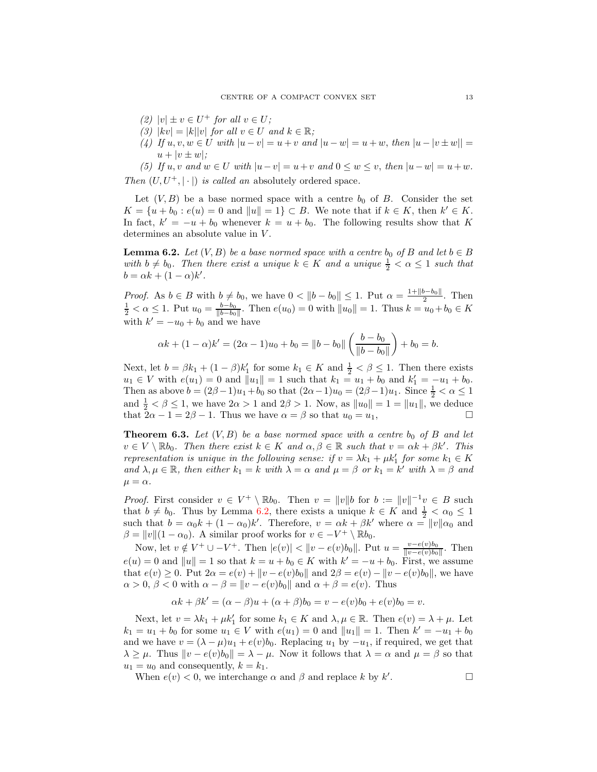(2) $|v| \pm v \in U^+$ for all $v \in U$;

(3) $|kv| = |k||v|$ for all $v \in U$ and $k \in \mathbb{R}$;

(4) If $u, v, w \in U$ with $|u - v| = u + v$ and $|u - w| = u + w$, then $|u - |v \pm w|| = u + |v \pm w|$;

(5) If $u, v$ and $w \in U$ with $|u - v| = u + v$ and $0 \leq w \leq v$, then $|u - w| = u + w$.

Then $(U, U^+, |\cdot|)$ is called an *absolutely ordered space*.

Let $(V, B)$ be a base normed space with a centre $b_0$ of $B$. Consider the set $K = \{u + b_0 : e(u) = 0 \text{ and } \|u\| = 1\} \subset B$. We note that if $k \in K$, then $k' \in K$. In fact, $k' = -u + b_0$ whenever $k = u + b_0$. The following results show that $K$ determines an absolute value in $V$.

**Lemma 6.2.** *Let $(V, B)$ be a base normed space with a centre $b_0$ of $B$ and let $b \in B$ with $b \neq b_0$. Then there exist a unique $k \in K$ and a unique $\frac{1}{2} < \alpha \leq 1$ such that $b = \alpha k + (1 - \alpha)k'$.*

*Proof.* As $b \in B$ with $b \neq b_0$, we have $0 < \|b - b_0\| \leq 1$. Put $\alpha = \frac{1 + \|b - b_0\|}{2}$. Then $\frac{1}{2} < \alpha \leq 1$. Put $u_0 = \frac{b - b_0}{\|b - b_0\|}$. Then $e(u_0) = 0$ with $\|u_0\| = 1$. Thus $k = u_0 + b_0 \in K$ with $k' = -u_0 + b_0$ and we have

$$\alpha k + (1 - \alpha)k' = (2\alpha - 1)u_0 + b_0 = \|b - b_0\| \left( \frac{b - b_0}{\|b - b_0\|} \right) + b_0 = b.$$

Next, let $b = \beta k_1 + (1 - \beta)k_1'$ for some $k_1 \in K$ and $\frac{1}{2} < \beta \leq 1$. Then there exists $u_1 \in V$ with $e(u_1) = 0$ and $\|u_1\| = 1$ such that $k_1 = u_1 + b_0$ and $k_1' = -u_1 + b_0$. Then as above $b = (2\beta - 1)u_1 + b_0$ so that $(2\alpha - 1)u_0 = (2\beta - 1)u_1$. Since $\frac{1}{2} < \alpha \leq 1$ and $\frac{1}{2} < \beta \leq 1$, we have $2\alpha > 1$ and $2\beta > 1$. Now, as $\|u_0\| = 1 = \|u_1\|$, we deduce that $2\alpha - 1 = 2\beta - 1$. Thus we have $\alpha = \beta$ so that $u_0 = u_1$, ∎

**Theorem 6.3.** *Let $(V, B)$ be a base normed space with a centre $b_0$ of $B$ and let $v \in V \setminus \mathbb{R}b_0$. Then there exist $k \in K$ and $\alpha, \beta \in \mathbb{R}$ such that $v = \alpha k + \beta k'$. This representation is unique in the following sense: if $v = \lambda k_1 + \mu k_1'$ for some $k_1 \in K$ and $\lambda, \mu \in \mathbb{R}$, then either $k_1 = k$ with $\lambda = \alpha$ and $\mu = \beta$ or $k_1 = k'$ with $\lambda = \beta$ and $\mu = \alpha$.*

*Proof.* First consider $v \in V^+ \setminus \mathbb{R}b_0$. Then $v = \|v\|b$ for $b := \|v\|^{-1}v \in B$ such that $b \neq b_0$. Thus by Lemma 6.2, there exists a unique $k \in K$ and $\frac{1}{2} < \alpha_0 \leq 1$ such that $b = \alpha_0 k + (1 - \alpha_0)k'$. Therefore, $v = \alpha k + \beta k'$ where $\alpha = \|v\|\alpha_0$ and $\beta = \|v\|(1 - \alpha_0)$. A similar proof works for $v \in -V^+ \setminus \mathbb{R}b_0$.

Now, let $v \notin V^+ \cup -V^+$. Then $|e(v)| < \|v - e(v)b_0\|$. Put $u = \frac{v - e(v)b_0}{\|v - e(v)b_0\|}$. Then $e(u) = 0$ and $\|u\| = 1$ so that $k = u + b_0 \in K$ with $k' = -u + b_0$. First, we assume that $e(v) \geq 0$. Put $2\alpha = e(v) + \|v - e(v)b_0\|$ and $2\beta = e(v) - \|v - e(v)b_0\|$, we have $\alpha > 0$, $\beta < 0$ with $\alpha - \beta = \|v - e(v)b_0\|$ and $\alpha + \beta = e(v)$. Thus

$$\alpha k + \beta k' = (\alpha - \beta)u + (\alpha + \beta)b_0 = v - e(v)b_0 + e(v)b_0 = v.$$

Next, let $v = \lambda k_1 + \mu k_1'$ for some $k_1 \in K$ and $\lambda, \mu \in \mathbb{R}$. Then $e(v) = \lambda + \mu$. Let $k_1 = u_1 + b_0$ for some $u_1 \in V$ with $e(u_1) = 0$ and $\|u_1\| = 1$. Then $k' = -u_1 + b_0$ and we have $v = (\lambda - \mu)u_1 + e(v)b_0$. Replacing $u_1$ by $-u_1$, if required, we get that $\lambda \geq \mu$. Thus $\|v - e(v)b_0\| = \lambda - \mu$. Now it follows that $\lambda = \alpha$ and $\mu = \beta$ so that $u_1 = u_0$ and consequently, $k = k_1$.

When $e(v) < 0$, we interchange $\alpha$ and $\beta$ and replace $k$ by $k'$. ∎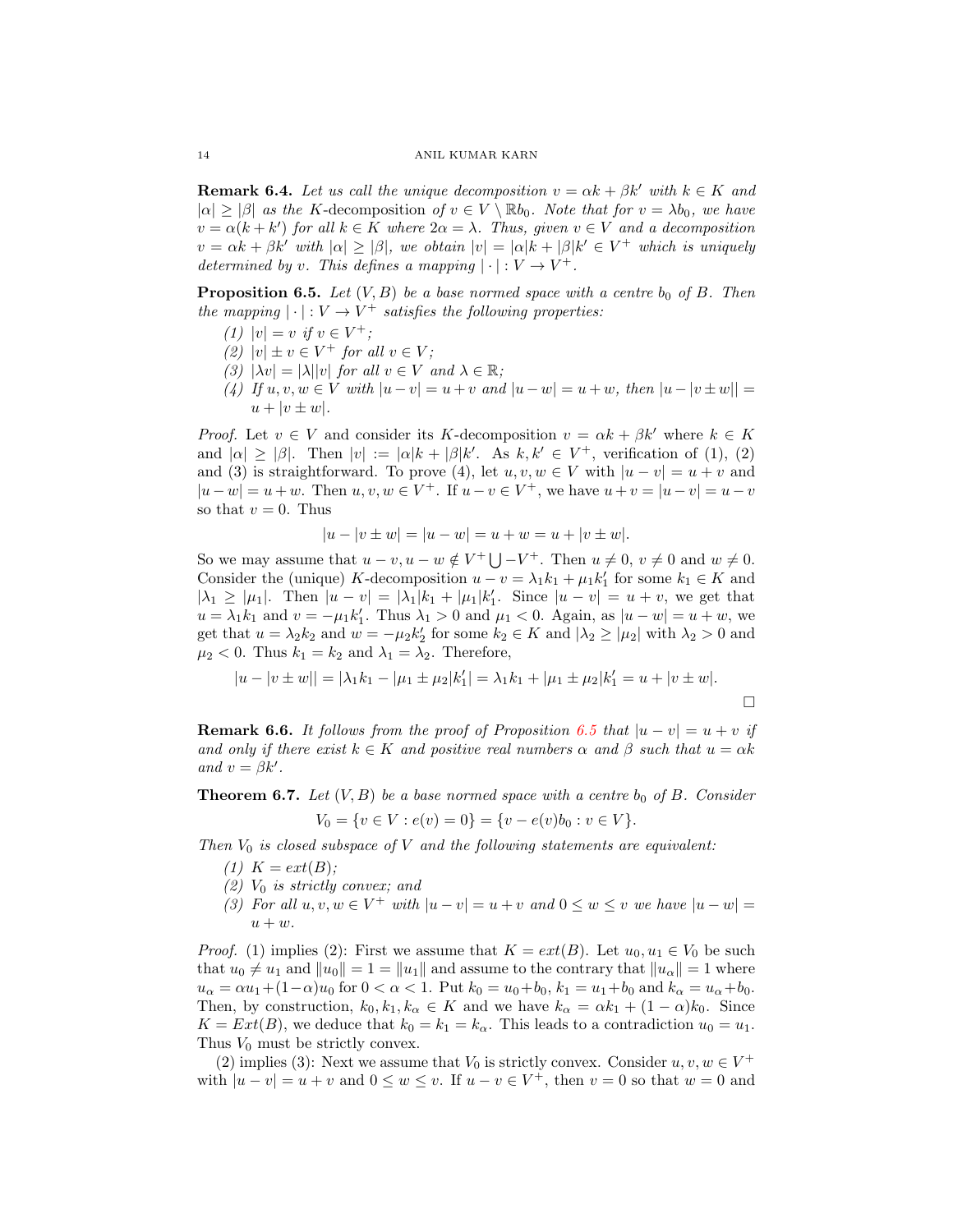**Remark 6.4.** *Let us call the unique decomposition $v = \alpha k + \beta k'$ with $k \in K$ and $|\alpha| \geq |\beta|$ as the* $K$-decomposition *of $v \in V \setminus \mathbb{R}b_0$. Note that for $v = \lambda b_0$, we have $v = \alpha(k + k')$ for all $k \in K$ where $2\alpha = \lambda$. Thus, given $v \in V$ and a decomposition $v = \alpha k + \beta k'$ with $|\alpha| \geq |\beta|$, we obtain $|v| = |\alpha| k + |\beta| k' \in V^+$ which is uniquely determined by $v$. This defines a mapping $|\cdot| : V \to V^+$.*

**Proposition 6.5.** *Let $(V, B)$ be a base normed space with a centre $b_0$ of $B$. Then the mapping $|\cdot| : V \to V^+$ satisfies the following properties:*

1. *$|v| = v$ if $v \in V^+$;*
2. *$|v| \pm v \in V^+$ for all $v \in V$;*
3. *$|\lambda v| = |\lambda||v|$ for all $v \in V$ and $\lambda \in \mathbb{R}$;*
4. *If $u, v, w \in V$ with $|u - v| = u + v$ and $|u - w| = u + w$, then $|u - |v \pm w|| = u + |v \pm w|$.*

*Proof.* Let $v \in V$ and consider its $K$-decomposition $v = \alpha k + \beta k'$ where $k \in K$ and $|\alpha| \geq |\beta|$. Then $|v| := |\alpha| k + |\beta| k'$. As $k, k' \in V^+$, verification of (1), (2) and (3) is straightforward. To prove (4), let $u, v, w \in V$ with $|u - v| = u + v$ and $|u - w| = u + w$. Then $u, v, w \in V^+$. If $u - v \in V^+$, we have $u + v = |u - v| = u - v$ so that $v = 0$. Thus

$$|u - |v \pm w|| = |u - w| = u + w = u + |v \pm w|.$$

So we may assume that $u - v, u - w \notin V^+ \bigcup -V^+$. Then $u \neq 0$, $v \neq 0$ and $w \neq 0$. Consider the (unique) $K$-decomposition $u - v = \lambda_1 k_1 + \mu_1 k_1'$ for some $k_1 \in K$ and $|\lambda_1 \geq |\mu_1|$. Then $|u - v| = |\lambda_1| k_1 + |\mu_1| k_1'$. Since $|u - v| = u + v$, we get that $u = \lambda_1 k_1$ and $v = -\mu_1 k_1'$. Thus $\lambda_1 > 0$ and $\mu_1 < 0$. Again, as $|u - w| = u + w$, we get that $u = \lambda_2 k_2$ and $w = -\mu_2 k_2'$ for some $k_2 \in K$ and $|\lambda_2 \geq |\mu_2|$ with $\lambda_2 > 0$ and $\mu_2 < 0$. Thus $k_1 = k_2$ and $\lambda_1 = \lambda_2$. Therefore,

$$|u - |v \pm w|| = |\lambda_1 k_1 - |\mu_1 \pm \mu_2| k_1'| = \lambda_1 k_1 + |\mu_1 \pm \mu_2| k_1' = u + |v \pm w|.$$

$\square$

**Remark 6.6.** *It follows from the proof of Proposition 6.5 that $|u - v| = u + v$ if and only if there exist $k \in K$ and positive real numbers $\alpha$ and $\beta$ such that $u = \alpha k$ and $v = \beta k'$.*

**Theorem 6.7.** *Let $(V, B)$ be a base normed space with a centre $b_0$ of $B$. Consider*

$$V_0 = \{v \in V : e(v) = 0\} = \{v - e(v) b_0 : v \in V\}.$$

*Then $V_0$ is closed subspace of $V$ and the following statements are equivalent:*

1. *$K = ext(B)$;*
2. *$V_0$ is strictly convex; and*
3. *For all $u, v, w \in V^+$ with $|u - v| = u + v$ and $0 \leq w \leq v$ we have $|u - w| = u + w$.*

*Proof.* (1) implies (2): First we assume that $K = ext(B)$. Let $u_0, u_1 \in V_0$ be such that $u_0 \neq u_1$ and $\|u_0\| = 1 = \|u_1\|$ and assume to the contrary that $\|u_\alpha\| = 1$ where $u_\alpha = \alpha u_1 + (1 - \alpha) u_0$ for $0 < \alpha < 1$. Put $k_0 = u_0 + b_0$, $k_1 = u_1 + b_0$ and $k_\alpha = u_\alpha + b_0$. Then, by construction, $k_0, k_1, k_\alpha \in K$ and we have $k_\alpha = \alpha k_1 + (1 - \alpha) k_0$. Since $K = Ext(B)$, we deduce that $k_0 = k_1 = k_\alpha$. This leads to a contradiction $u_0 = u_1$. Thus $V_0$ must be strictly convex.

(2) implies (3): Next we assume that $V_0$ is strictly convex. Consider $u, v, w \in V^+$ with $|u - v| = u + v$ and $0 \leq w \leq v$. If $u - v \in V^+$, then $v = 0$ so that $w = 0$ and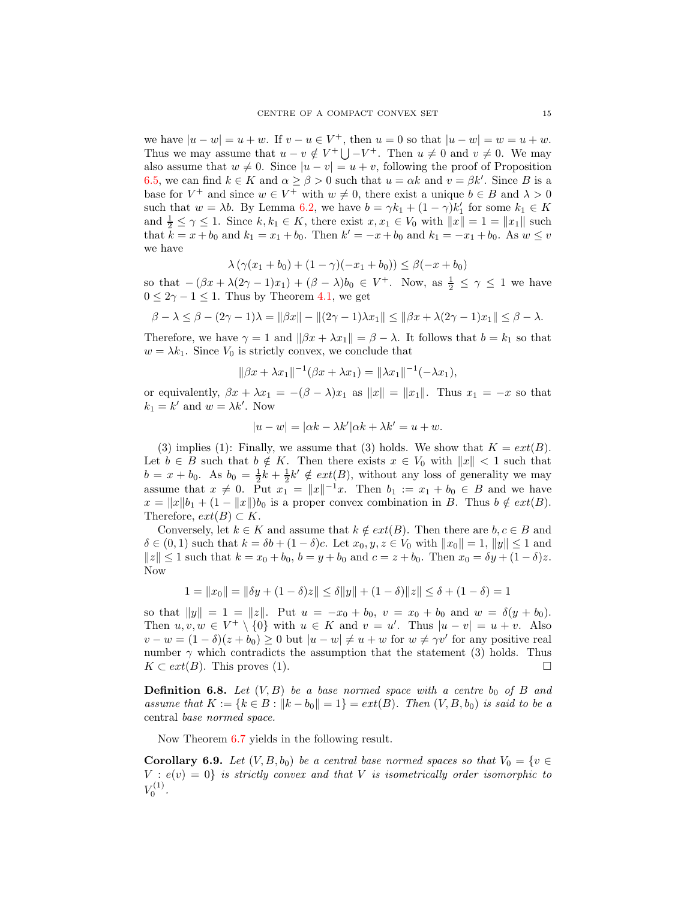we have $|u-w| = u+w$. If $v-u \in V^+$, then $u=0$ so that $|u-w| = w = u+w$. Thus we may assume that $u-v \notin V^+ \bigcup -V^+$. Then $u \neq 0$ and $v \neq 0$. We may also assume that $w \neq 0$. Since $|u-v| = u+v$, following the proof of Proposition 6.5, we can find $k \in K$ and $\alpha \geq \beta > 0$ such that $u = \alpha k$ and $v = \beta k'$. Since $B$ is a base for $V^+$ and since $w \in V^+$ with $w \neq 0$, there exist a unique $b \in B$ and $\lambda > 0$ such that $w = \lambda b$. By Lemma 6.2, we have $b = \gamma k_1 + (1-\gamma)k_1'$ for some $k_1 \in K$ and $\frac{1}{2} \leq \gamma \leq 1$. Since $k, k_1 \in K$, there exist $x, x_1 \in V_0$ with $\|x\| = 1 = \|x_1\|$ such that $k = x + b_0$ and $k_1 = x_1 + b_0$. Then $k' = -x + b_0$ and $k_1 = -x_1 + b_0$. As $w \leq v$ we have

$$\lambda\left(\gamma(x_1+b_0) + (1-\gamma)(-x_1+b_0)\right) \leq \beta(-x+b_0)$$

so that $-(\beta x + \lambda(2\gamma-1)x_1) + (\beta-\lambda)b_0 \in V^+$. Now, as $\frac{1}{2} \leq \gamma \leq 1$ we have $0 \leq 2\gamma - 1 \leq 1$. Thus by Theorem 4.1, we get

$$\beta - \lambda \leq \beta - (2\gamma-1)\lambda = \|\beta x\| - \|(2\gamma-1)\lambda x_1\| \leq \|\beta x + \lambda(2\gamma-1)x_1\| \leq \beta - \lambda.$$

Therefore, we have $\gamma = 1$ and $\|\beta x + \lambda x_1\| = \beta - \lambda$. It follows that $b = k_1$ so that $w = \lambda k_1$. Since $V_0$ is strictly convex, we conclude that

$$\|\beta x + \lambda x_1\|^{-1}(\beta x + \lambda x_1) = \|\lambda x_1\|^{-1}(-\lambda x_1),$$

or equivalently, $\beta x + \lambda x_1 = -(\beta - \lambda)x_1$ as $\|x\| = \|x_1\|$. Thus $x_1 = -x$ so that $k_1 = k'$ and $w = \lambda k'$. Now

$$|u-w| = |\alpha k - \lambda k'|\alpha k + \lambda k' = u + w.$$

(3) implies (1): Finally, we assume that (3) holds. We show that $K = ext(B)$. Let $b \in B$ such that $b \notin K$. Then there exists $x \in V_0$ with $\|x\| < 1$ such that $b = x + b_0$. As $b_0 = \frac{1}{2}k + \frac{1}{2}k' \notin ext(B)$, without any loss of generality we may assume that $x \neq 0$. Put $x_1 = \|x\|^{-1}x$. Then $b_1 := x_1 + b_0 \in B$ and we have $x = \|x\|b_1 + (1-\|x\|)b_0$ is a proper convex combination in $B$. Thus $b \notin ext(B)$. Therefore, $ext(B) \subset K$.

Conversely, let $k \in K$ and assume that $k \notin ext(B)$. Then there are $b, c \in B$ and $\delta \in (0,1)$ such that $k = \delta b + (1-\delta)c$. Let $x_0, y, z \in V_0$ with $\|x_0\| = 1$, $\|y\| \leq 1$ and $\|z\| \leq 1$ such that $k = x_0 + b_0$, $b = y + b_0$ and $c = z + b_0$. Then $x_0 = \delta y + (1-\delta)z$. Now

$$1 = \|x_0\| = \|\delta y + (1-\delta)z\| \leq \delta\|y\| + (1-\delta)\|z\| \leq \delta + (1-\delta) = 1$$

so that $\|y\| = 1 = \|z\|$. Put $u = -x_0 + b_0$, $v = x_0 + b_0$ and $w = \delta(y + b_0)$. Then $u, v, w \in V^+ \setminus \{0\}$ with $u \in K$ and $v = u'$. Thus $|u-v| = u+v$. Also $v - w = (1-\delta)(z + b_0) \geq 0$ but $|u-w| \neq u+w$ for $w \neq \gamma v'$ for any positive real number $\gamma$ which contradicts the assumption that the statement (3) holds. Thus $K \subset ext(B)$. This proves (1). ☐

**Definition 6.8.** *Let $(V, B)$ be a base normed space with a centre $b_0$ of $B$ and assume that $K := \{k \in B : \|k - b_0\| = 1\} = ext(B)$. Then $(V, B, b_0)$ is said to be a* central *base normed space.*

Now Theorem 6.7 yields in the following result.

**Corollary 6.9.** *Let $(V, B, b_0)$ be a central base normed spaces so that $V_0 = \{v \in V : e(v) = 0\}$ is strictly convex and that $V$ is isometrically order isomorphic to $V_0^{(1)}$.*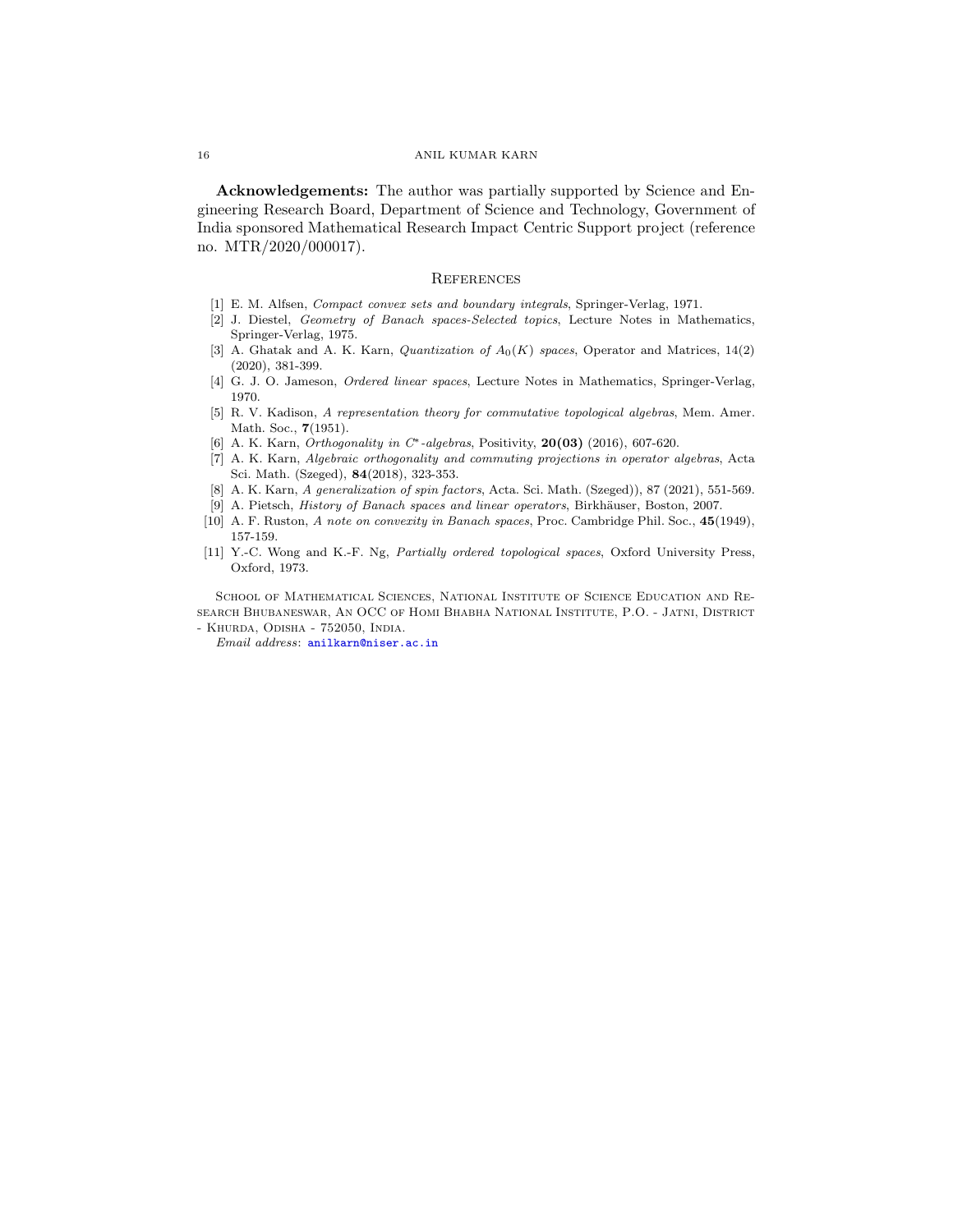**Acknowledgements:** The author was partially supported by Science and Engineering Research Board, Department of Science and Technology, Government of India sponsored Mathematical Research Impact Centric Support project (reference no. MTR/2020/000017).

## References

[1] E. M. Alfsen, *Compact convex sets and boundary integrals*, Springer-Verlag, 1971.

[2] J. Diestel, *Geometry of Banach spaces-Selected topics*, Lecture Notes in Mathematics, Springer-Verlag, 1975.

[3] A. Ghatak and A. K. Karn, *Quantization of $A_0(K)$ spaces*, Operator and Matrices, 14(2) (2020), 381-399.

[4] G. J. O. Jameson, *Ordered linear spaces*, Lecture Notes in Mathematics, Springer-Verlag, 1970.

[5] R. V. Kadison, *A representation theory for commutative topological algebras*, Mem. Amer. Math. Soc., **7**(1951).

[6] A. K. Karn, *Orthogonality in $C^*$-algebras*, Positivity, **20(03)** (2016), 607-620.

[7] A. K. Karn, *Algebraic orthogonality and commuting projections in operator algebras*, Acta Sci. Math. (Szeged), **84**(2018), 323-353.

[8] A. K. Karn, *A generalization of spin factors*, Acta. Sci. Math. (Szeged)), 87 (2021), 551-569.

[9] A. Pietsch, *History of Banach spaces and linear operators*, Birkhäuser, Boston, 2007.

[10] A. F. Ruston, *A note on convexity in Banach spaces*, Proc. Cambridge Phil. Soc., **45**(1949), 157-159.

[11] Y.-C. Wong and K.-F. Ng, *Partially ordered topological spaces*, Oxford University Press, Oxford, 1973.

School of Mathematical Sciences, National Institute of Science Education and Research Bhubaneswar, An OCC of Homi Bhabha National Institute, P.O. - Jatni, District - Khurda, Odisha - 752050, India.

*Email address*: anilkarn@niser.ac.in